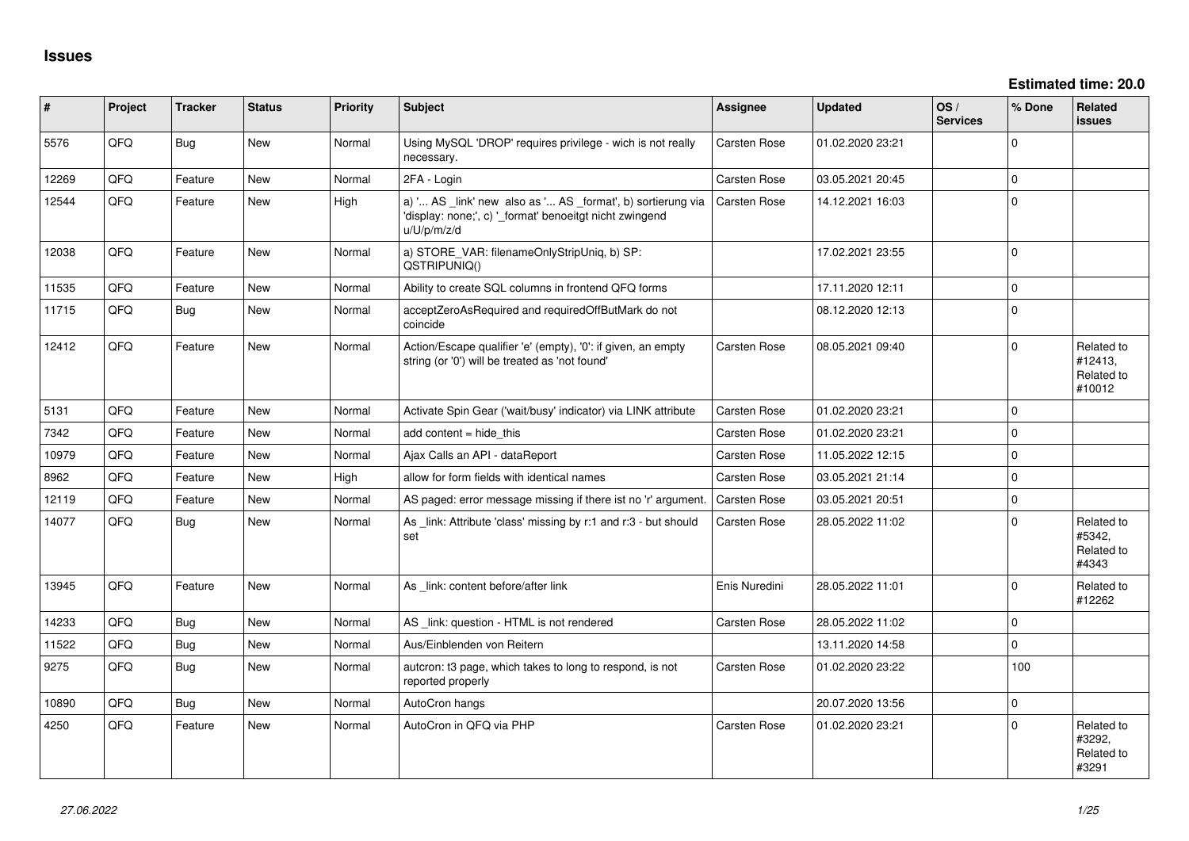# Issues

**Estimated time: 20.0**

| # | Project | Tracker | Status | Priority | Subject | Assignee | Updated | OS / Services | % Done | Related issues |
|---|---|---|---|---|---|---|---|---|---|---|
| 5576 | QFQ | Bug | New | Normal | Using MySQL 'DROP' requires privilege - wich is not really necessary. | Carsten Rose | 01.02.2020 23:21 | | 0 | |
| 12269 | QFQ | Feature | New | Normal | 2FA - Login | Carsten Rose | 03.05.2021 20:45 | | 0 | |
| 12544 | QFQ | Feature | New | High | a) '... AS _link' new also as '... AS _format', b) sortierung via 'display: none;', c) '_format' benoeitgt nicht zwingend u/U/p/m/z/d | Carsten Rose | 14.12.2021 16:03 | | 0 | |
| 12038 | QFQ | Feature | New | Normal | a) STORE_VAR: filenameOnlyStripUniq, b) SP: QSTRIPUNIQ() | | 17.02.2021 23:55 | | 0 | |
| 11535 | QFQ | Feature | New | Normal | Ability to create SQL columns in frontend QFQ forms | | 17.11.2020 12:11 | | 0 | |
| 11715 | QFQ | Bug | New | Normal | acceptZeroAsRequired and requiredOffButMark do not coincide | | 08.12.2020 12:13 | | 0 | |
| 12412 | QFQ | Feature | New | Normal | Action/Escape qualifier 'e' (empty), '0': if given, an empty string (or '0') will be treated as 'not found' | Carsten Rose | 08.05.2021 09:40 | | 0 | Related to #12413, Related to #10012 |
| 5131 | QFQ | Feature | New | Normal | Activate Spin Gear ('wait/busy' indicator) via LINK attribute | Carsten Rose | 01.02.2020 23:21 | | 0 | |
| 7342 | QFQ | Feature | New | Normal | add content = hide_this | Carsten Rose | 01.02.2020 23:21 | | 0 | |
| 10979 | QFQ | Feature | New | Normal | Ajax Calls an API - dataReport | Carsten Rose | 11.05.2022 12:15 | | 0 | |
| 8962 | QFQ | Feature | New | High | allow for form fields with identical names | Carsten Rose | 03.05.2021 21:14 | | 0 | |
| 12119 | QFQ | Feature | New | Normal | AS paged: error message missing if there ist no 'r' argument. | Carsten Rose | 03.05.2021 20:51 | | 0 | |
| 14077 | QFQ | Bug | New | Normal | As _link: Attribute 'class' missing by r:1 and r:3 - but should set | Carsten Rose | 28.05.2022 11:02 | | 0 | Related to #5342, Related to #4343 |
| 13945 | QFQ | Feature | New | Normal | As _link: content before/after link | Enis Nuredini | 28.05.2022 11:01 | | 0 | Related to #12262 |
| 14233 | QFQ | Bug | New | Normal | AS _link: question - HTML is not rendered | Carsten Rose | 28.05.2022 11:02 | | 0 | |
| 11522 | QFQ | Bug | New | Normal | Aus/Einblenden von Reitern | | 13.11.2020 14:58 | | 0 | |
| 9275 | QFQ | Bug | New | Normal | autcron: t3 page, which takes to long to respond, is not reported properly | Carsten Rose | 01.02.2020 23:22 | | 100 | |
| 10890 | QFQ | Bug | New | Normal | AutoCron hangs | | 20.07.2020 13:56 | | 0 | |
| 4250 | QFQ | Feature | New | Normal | AutoCron in QFQ via PHP | Carsten Rose | 01.02.2020 23:21 | | 0 | Related to #3292, Related to #3291 |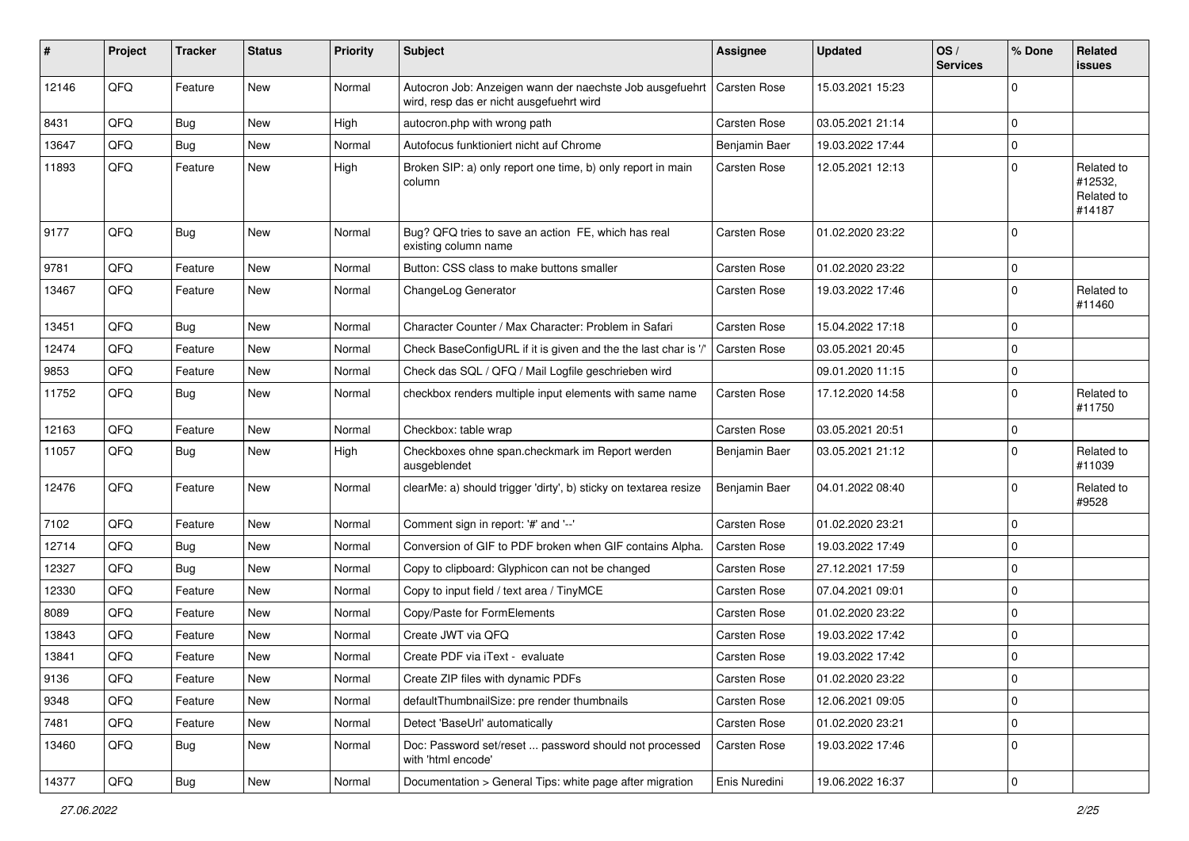| # | Project | Tracker | Status | Priority | Subject | Assignee | Updated | OS / Services | % Done | Related issues |
|---|---|---|---|---|---|---|---|---|---|---|
| 12146 | QFQ | Feature | New | Normal | Autocron Job: Anzeigen wann der naechste Job ausgefuehrt wird, resp das er nicht ausgefuehrt wird | Carsten Rose | 15.03.2021 15:23 | | 0 | |
| 8431 | QFQ | Bug | New | High | autocron.php with wrong path | Carsten Rose | 03.05.2021 21:14 | | 0 | |
| 13647 | QFQ | Bug | New | Normal | Autofocus funktioniert nicht auf Chrome | Benjamin Baer | 19.03.2022 17:44 | | 0 | |
| 11893 | QFQ | Feature | New | High | Broken SIP: a) only report one time, b) only report in main column | Carsten Rose | 12.05.2021 12:13 | | 0 | Related to #12532, Related to #14187 |
| 9177 | QFQ | Bug | New | Normal | Bug? QFQ tries to save an action FE, which has real existing column name | Carsten Rose | 01.02.2020 23:22 | | 0 | |
| 9781 | QFQ | Feature | New | Normal | Button: CSS class to make buttons smaller | Carsten Rose | 01.02.2020 23:22 | | 0 | |
| 13467 | QFQ | Feature | New | Normal | ChangeLog Generator | Carsten Rose | 19.03.2022 17:46 | | 0 | Related to #11460 |
| 13451 | QFQ | Bug | New | Normal | Character Counter / Max Character: Problem in Safari | Carsten Rose | 15.04.2022 17:18 | | 0 | |
| 12474 | QFQ | Feature | New | Normal | Check BaseConfigURL if it is given and the the last char is '/' | Carsten Rose | 03.05.2021 20:45 | | 0 | |
| 9853 | QFQ | Feature | New | Normal | Check das SQL / QFQ / Mail Logfile geschrieben wird | | 09.01.2020 11:15 | | 0 | |
| 11752 | QFQ | Bug | New | Normal | checkbox renders multiple input elements with same name | Carsten Rose | 17.12.2020 14:58 | | 0 | Related to #11750 |
| 12163 | QFQ | Feature | New | Normal | Checkbox: table wrap | Carsten Rose | 03.05.2021 20:51 | | 0 | |
| 11057 | QFQ | Bug | New | High | Checkboxes ohne span.checkmark im Report werden ausgeblendet | Benjamin Baer | 03.05.2021 21:12 | | 0 | Related to #11039 |
| 12476 | QFQ | Feature | New | Normal | clearMe: a) should trigger 'dirty', b) sticky on textarea resize | Benjamin Baer | 04.01.2022 08:40 | | 0 | Related to #9528 |
| 7102 | QFQ | Feature | New | Normal | Comment sign in report: '#' and '--' | Carsten Rose | 01.02.2020 23:21 | | 0 | |
| 12714 | QFQ | Bug | New | Normal | Conversion of GIF to PDF broken when GIF contains Alpha. | Carsten Rose | 19.03.2022 17:49 | | 0 | |
| 12327 | QFQ | Bug | New | Normal | Copy to clipboard: Glyphicon can not be changed | Carsten Rose | 27.12.2021 17:59 | | 0 | |
| 12330 | QFQ | Feature | New | Normal | Copy to input field / text area / TinyMCE | Carsten Rose | 07.04.2021 09:01 | | 0 | |
| 8089 | QFQ | Feature | New | Normal | Copy/Paste for FormElements | Carsten Rose | 01.02.2020 23:22 | | 0 | |
| 13843 | QFQ | Feature | New | Normal | Create JWT via QFQ | Carsten Rose | 19.03.2022 17:42 | | 0 | |
| 13841 | QFQ | Feature | New | Normal | Create PDF via iText - evaluate | Carsten Rose | 19.03.2022 17:42 | | 0 | |
| 9136 | QFQ | Feature | New | Normal | Create ZIP files with dynamic PDFs | Carsten Rose | 01.02.2020 23:22 | | 0 | |
| 9348 | QFQ | Feature | New | Normal | defaultThumbnailSize: pre render thumbnails | Carsten Rose | 12.06.2021 09:05 | | 0 | |
| 7481 | QFQ | Feature | New | Normal | Detect 'BaseUrl' automatically | Carsten Rose | 01.02.2020 23:21 | | 0 | |
| 13460 | QFQ | Bug | New | Normal | Doc: Password set/reset ... password should not processed with 'html encode' | Carsten Rose | 19.03.2022 17:46 | | 0 | |
| 14377 | QFQ | Bug | New | Normal | Documentation > General Tips: white page after migration | Enis Nuredini | 19.06.2022 16:37 | | 0 | |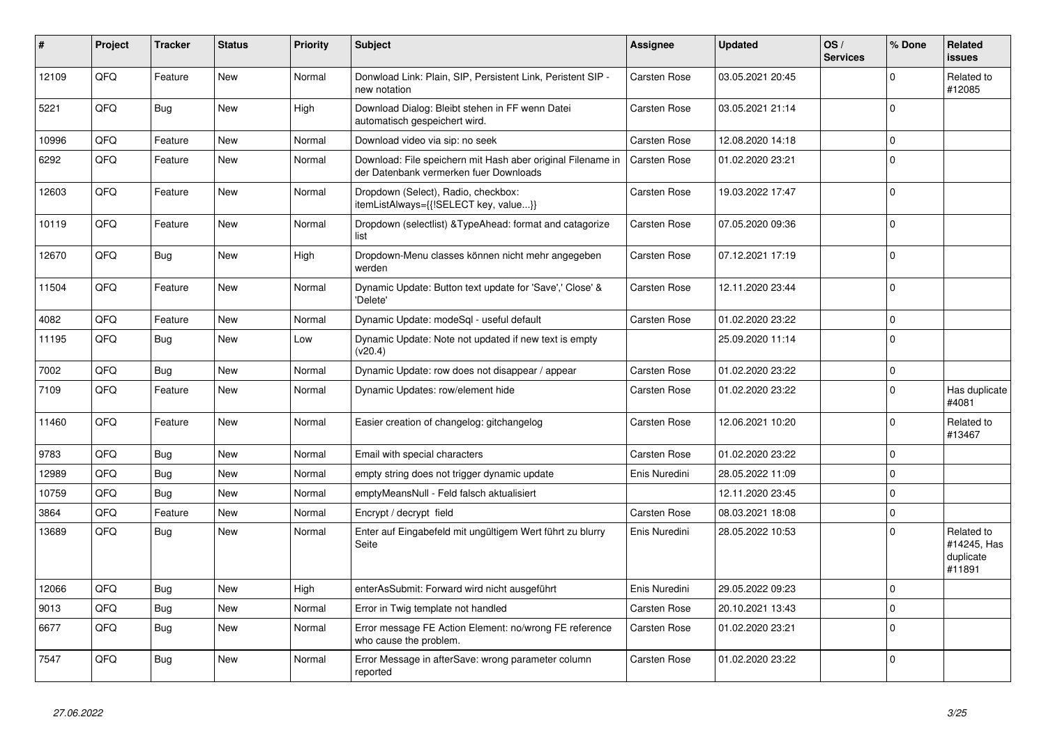| # | Project | Tracker | Status | Priority | Subject | Assignee | Updated | OS / Services | % Done | Related issues |
|---|---|---|---|---|---|---|---|---|---|---|
| 12109 | QFQ | Feature | New | Normal | Donwload Link: Plain, SIP, Persistent Link, Peristent SIP - new notation | Carsten Rose | 03.05.2021 20:45 | | 0 | Related to #12085 |
| 5221 | QFQ | Bug | New | High | Download Dialog: Bleibt stehen in FF wenn Datei automatisch gespeichert wird. | Carsten Rose | 03.05.2021 21:14 | | 0 | |
| 10996 | QFQ | Feature | New | Normal | Download video via sip: no seek | Carsten Rose | 12.08.2020 14:18 | | 0 | |
| 6292 | QFQ | Feature | New | Normal | Download: File speichern mit Hash aber original Filename in der Datenbank vermerken fuer Downloads | Carsten Rose | 01.02.2020 23:21 | | 0 | |
| 12603 | QFQ | Feature | New | Normal | Dropdown (Select), Radio, checkbox: itemListAlways={{!SELECT key, value...}} | Carsten Rose | 19.03.2022 17:47 | | 0 | |
| 10119 | QFQ | Feature | New | Normal | Dropdown (selectlist) &TypeAhead: format and catagorize list | Carsten Rose | 07.05.2020 09:36 | | 0 | |
| 12670 | QFQ | Bug | New | High | Dropdown-Menu classes können nicht mehr angegeben werden | Carsten Rose | 07.12.2021 17:19 | | 0 | |
| 11504 | QFQ | Feature | New | Normal | Dynamic Update: Button text update for 'Save',' Close' & 'Delete' | Carsten Rose | 12.11.2020 23:44 | | 0 | |
| 4082 | QFQ | Feature | New | Normal | Dynamic Update: modeSql - useful default | Carsten Rose | 01.02.2020 23:22 | | 0 | |
| 11195 | QFQ | Bug | New | Low | Dynamic Update: Note not updated if new text is empty (v20.4) | | 25.09.2020 11:14 | | 0 | |
| 7002 | QFQ | Bug | New | Normal | Dynamic Update: row does not disappear / appear | Carsten Rose | 01.02.2020 23:22 | | 0 | |
| 7109 | QFQ | Feature | New | Normal | Dynamic Updates: row/element hide | Carsten Rose | 01.02.2020 23:22 | | 0 | Has duplicate #4081 |
| 11460 | QFQ | Feature | New | Normal | Easier creation of changelog: gitchangelog | Carsten Rose | 12.06.2021 10:20 | | 0 | Related to #13467 |
| 9783 | QFQ | Bug | New | Normal | Email with special characters | Carsten Rose | 01.02.2020 23:22 | | 0 | |
| 12989 | QFQ | Bug | New | Normal | empty string does not trigger dynamic update | Enis Nuredini | 28.05.2022 11:09 | | 0 | |
| 10759 | QFQ | Bug | New | Normal | emptyMeansNull - Feld falsch aktualisiert | | 12.11.2020 23:45 | | 0 | |
| 3864 | QFQ | Feature | New | Normal | Encrypt / decrypt field | Carsten Rose | 08.03.2021 18:08 | | 0 | |
| 13689 | QFQ | Bug | New | Normal | Enter auf Eingabefeld mit ungültigem Wert führt zu blurry Seite | Enis Nuredini | 28.05.2022 10:53 | | 0 | Related to #14245, Has duplicate #11891 |
| 12066 | QFQ | Bug | New | High | enterAsSubmit: Forward wird nicht ausgeführt | Enis Nuredini | 29.05.2022 09:23 | | 0 | |
| 9013 | QFQ | Bug | New | Normal | Error in Twig template not handled | Carsten Rose | 20.10.2021 13:43 | | 0 | |
| 6677 | QFQ | Bug | New | Normal | Error message FE Action Element: no/wrong FE reference who cause the problem. | Carsten Rose | 01.02.2020 23:21 | | 0 | |
| 7547 | QFQ | Bug | New | Normal | Error Message in afterSave: wrong parameter column reported | Carsten Rose | 01.02.2020 23:22 | | 0 | |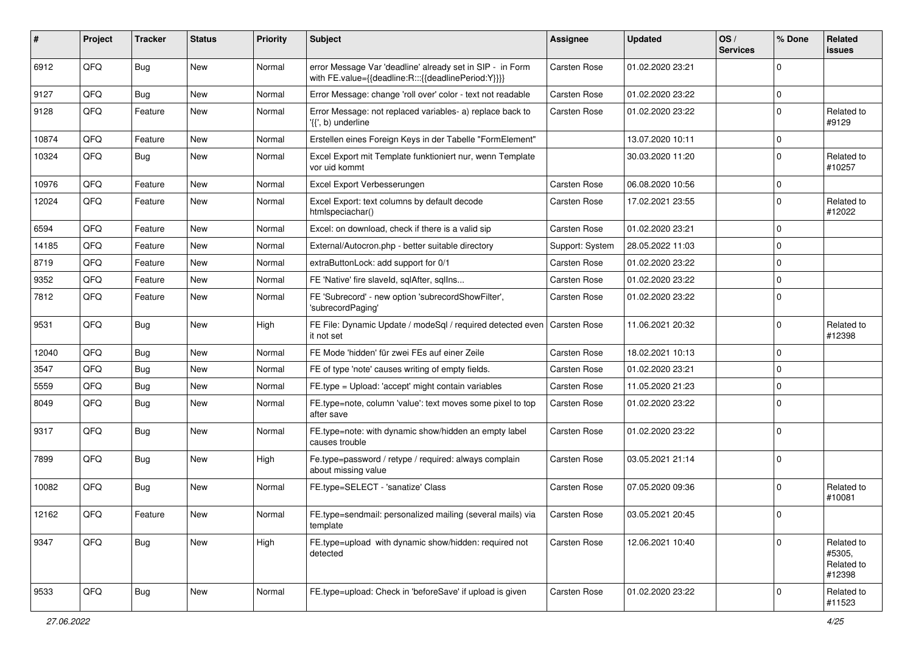| # | Project | Tracker | Status | Priority | Subject | Assignee | Updated | OS / Services | % Done | Related issues |
|---|---|---|---|---|---|---|---|---|---|---|
| 6912 | QFQ | Bug | New | Normal | error Message Var 'deadline' already set in SIP - in Form with FE.value={{deadline:R:::{{deadlinePeriod:Y}}}} | Carsten Rose | 01.02.2020 23:21 | | 0 | |
| 9127 | QFQ | Bug | New | Normal | Error Message: change 'roll over' color - text not readable | Carsten Rose | 01.02.2020 23:22 | | 0 | |
| 9128 | QFQ | Feature | New | Normal | Error Message: not replaced variables- a) replace back to '{{', b) underline | Carsten Rose | 01.02.2020 23:22 | | 0 | Related to #9129 |
| 10874 | QFQ | Feature | New | Normal | Erstellen eines Foreign Keys in der Tabelle "FormElement" | | 13.07.2020 10:11 | | 0 | |
| 10324 | QFQ | Bug | New | Normal | Excel Export mit Template funktioniert nur, wenn Template vor uid kommt | | 30.03.2020 11:20 | | 0 | Related to #10257 |
| 10976 | QFQ | Feature | New | Normal | Excel Export Verbesserungen | Carsten Rose | 06.08.2020 10:56 | | 0 | |
| 12024 | QFQ | Feature | New | Normal | Excel Export: text columns by default decode htmlspeciachar() | Carsten Rose | 17.02.2021 23:55 | | 0 | Related to #12022 |
| 6594 | QFQ | Feature | New | Normal | Excel: on download, check if there is a valid sip | Carsten Rose | 01.02.2020 23:21 | | 0 | |
| 14185 | QFQ | Feature | New | Normal | External/Autocron.php - better suitable directory | Support: System | 28.05.2022 11:03 | | 0 | |
| 8719 | QFQ | Feature | New | Normal | extraButtonLock: add support for 0/1 | Carsten Rose | 01.02.2020 23:22 | | 0 | |
| 9352 | QFQ | Feature | New | Normal | FE 'Native' fire slaveId, sqlAfter, sqlIns... | Carsten Rose | 01.02.2020 23:22 | | 0 | |
| 7812 | QFQ | Feature | New | Normal | FE 'Subrecord' - new option 'subrecordShowFilter', 'subrecordPaging' | Carsten Rose | 01.02.2020 23:22 | | 0 | |
| 9531 | QFQ | Bug | New | High | FE File: Dynamic Update / modeSql / required detected even it not set | Carsten Rose | 11.06.2021 20:32 | | 0 | Related to #12398 |
| 12040 | QFQ | Bug | New | Normal | FE Mode 'hidden' für zwei FEs auf einer Zeile | Carsten Rose | 18.02.2021 10:13 | | 0 | |
| 3547 | QFQ | Bug | New | Normal | FE of type 'note' causes writing of empty fields. | Carsten Rose | 01.02.2020 23:21 | | 0 | |
| 5559 | QFQ | Bug | New | Normal | FE.type = Upload: 'accept' might contain variables | Carsten Rose | 11.05.2020 21:23 | | 0 | |
| 8049 | QFQ | Bug | New | Normal | FE.type=note, column 'value': text moves some pixel to top after save | Carsten Rose | 01.02.2020 23:22 | | 0 | |
| 9317 | QFQ | Bug | New | Normal | FE.type=note: with dynamic show/hidden an empty label causes trouble | Carsten Rose | 01.02.2020 23:22 | | 0 | |
| 7899 | QFQ | Bug | New | High | Fe.type=password / retype / required: always complain about missing value | Carsten Rose | 03.05.2021 21:14 | | 0 | |
| 10082 | QFQ | Bug | New | Normal | FE.type=SELECT - 'sanatize' Class | Carsten Rose | 07.05.2020 09:36 | | 0 | Related to #10081 |
| 12162 | QFQ | Feature | New | Normal | FE.type=sendmail: personalized mailing (several mails) via template | Carsten Rose | 03.05.2021 20:45 | | 0 | |
| 9347 | QFQ | Bug | New | High | FE.type=upload with dynamic show/hidden: required not detected | Carsten Rose | 12.06.2021 10:40 | | 0 | Related to #5305, Related to #12398 |
| 9533 | QFQ | Bug | New | Normal | FE.type=upload: Check in 'beforeSave' if upload is given | Carsten Rose | 01.02.2020 23:22 | | 0 | Related to #11523 |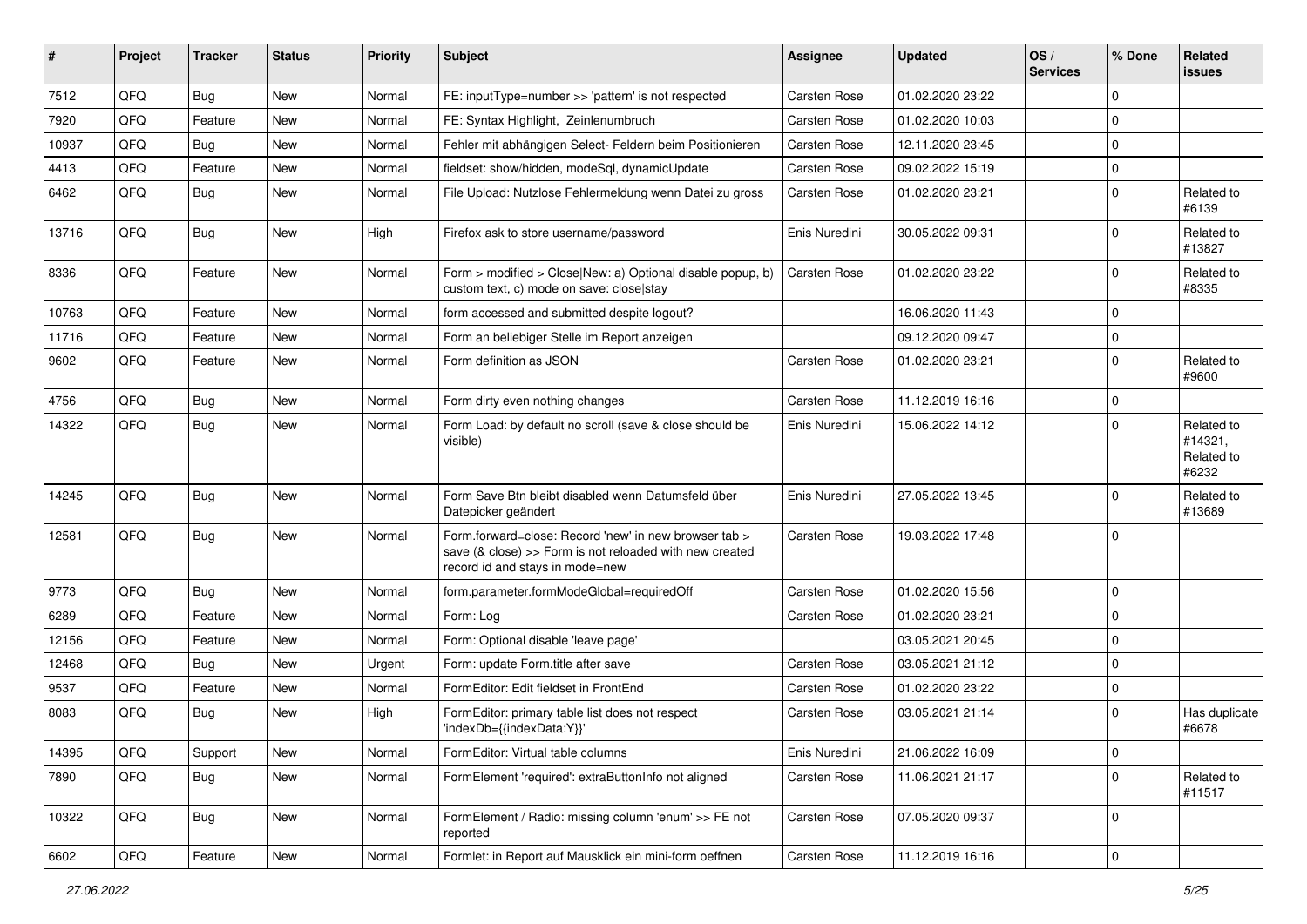| # | Project | Tracker | Status | Priority | Subject | Assignee | Updated | OS / Services | % Done | Related issues |
|---|---|---|---|---|---|---|---|---|---|---|
| 7512 | QFQ | Bug | New | Normal | FE: inputType=number >> 'pattern' is not respected | Carsten Rose | 01.02.2020 23:22 | | 0 | |
| 7920 | QFQ | Feature | New | Normal | FE: Syntax Highlight, Zeilenumbruch | Carsten Rose | 01.02.2020 10:03 | | 0 | |
| 10937 | QFQ | Bug | New | Normal | Fehler mit abhängigen Select- Feldern beim Positionieren | Carsten Rose | 12.11.2020 23:45 | | 0 | |
| 4413 | QFQ | Feature | New | Normal | fieldset: show/hidden, modeSql, dynamicUpdate | Carsten Rose | 09.02.2022 15:19 | | 0 | |
| 6462 | QFQ | Bug | New | Normal | File Upload: Nutzlose Fehlermeldung wenn Datei zu gross | Carsten Rose | 01.02.2020 23:21 | | 0 | Related to #6139 |
| 13716 | QFQ | Bug | New | High | Firefox ask to store username/password | Enis Nuredini | 30.05.2022 09:31 | | 0 | Related to #13827 |
| 8336 | QFQ | Feature | New | Normal | Form > modified > Close\|New: a) Optional disable popup, b) custom text, c) mode on save: close\|stay | Carsten Rose | 01.02.2020 23:22 | | 0 | Related to #8335 |
| 10763 | QFQ | Feature | New | Normal | form accessed and submitted despite logout? | | 16.06.2020 11:43 | | 0 | |
| 11716 | QFQ | Feature | New | Normal | Form an beliebiger Stelle im Report anzeigen | | 09.12.2020 09:47 | | 0 | |
| 9602 | QFQ | Feature | New | Normal | Form definition as JSON | Carsten Rose | 01.02.2020 23:21 | | 0 | Related to #9600 |
| 4756 | QFQ | Bug | New | Normal | Form dirty even nothing changes | Carsten Rose | 11.12.2019 16:16 | | 0 | |
| 14322 | QFQ | Bug | New | Normal | Form Load: by default no scroll (save & close should be visible) | Enis Nuredini | 15.06.2022 14:12 | | 0 | Related to #14321, Related to #6232 |
| 14245 | QFQ | Bug | New | Normal | Form Save Btn bleibt disabled wenn Datumsfeld über Datepicker geändert | Enis Nuredini | 27.05.2022 13:45 | | 0 | Related to #13689 |
| 12581 | QFQ | Bug | New | Normal | Form.forward=close: Record 'new' in new browser tab > save (& close) >> Form is not reloaded with new created record id and stays in mode=new | Carsten Rose | 19.03.2022 17:48 | | 0 | |
| 9773 | QFQ | Bug | New | Normal | form.parameter.formModeGlobal=requiredOff | Carsten Rose | 01.02.2020 15:56 | | 0 | |
| 6289 | QFQ | Feature | New | Normal | Form: Log | Carsten Rose | 01.02.2020 23:21 | | 0 | |
| 12156 | QFQ | Feature | New | Normal | Form: Optional disable 'leave page' | | 03.05.2021 20:45 | | 0 | |
| 12468 | QFQ | Bug | New | Urgent | Form: update Form.title after save | Carsten Rose | 03.05.2021 21:12 | | 0 | |
| 9537 | QFQ | Feature | New | Normal | FormEditor: Edit fieldset in FrontEnd | Carsten Rose | 01.02.2020 23:22 | | 0 | |
| 8083 | QFQ | Bug | New | High | FormEditor: primary table list does not respect 'indexDb={{indexData:Y}}' | Carsten Rose | 03.05.2021 21:14 | | 0 | Has duplicate #6678 |
| 14395 | QFQ | Support | New | Normal | FormEditor: Virtual table columns | Enis Nuredini | 21.06.2022 16:09 | | 0 | |
| 7890 | QFQ | Bug | New | Normal | FormElement 'required': extraButtonInfo not aligned | Carsten Rose | 11.06.2021 21:17 | | 0 | Related to #11517 |
| 10322 | QFQ | Bug | New | Normal | FormElement / Radio: missing column 'enum' >> FE not reported | Carsten Rose | 07.05.2020 09:37 | | 0 | |
| 6602 | QFQ | Feature | New | Normal | Formlet: in Report auf Mausklick ein mini-form oeffnen | Carsten Rose | 11.12.2019 16:16 | | 0 | |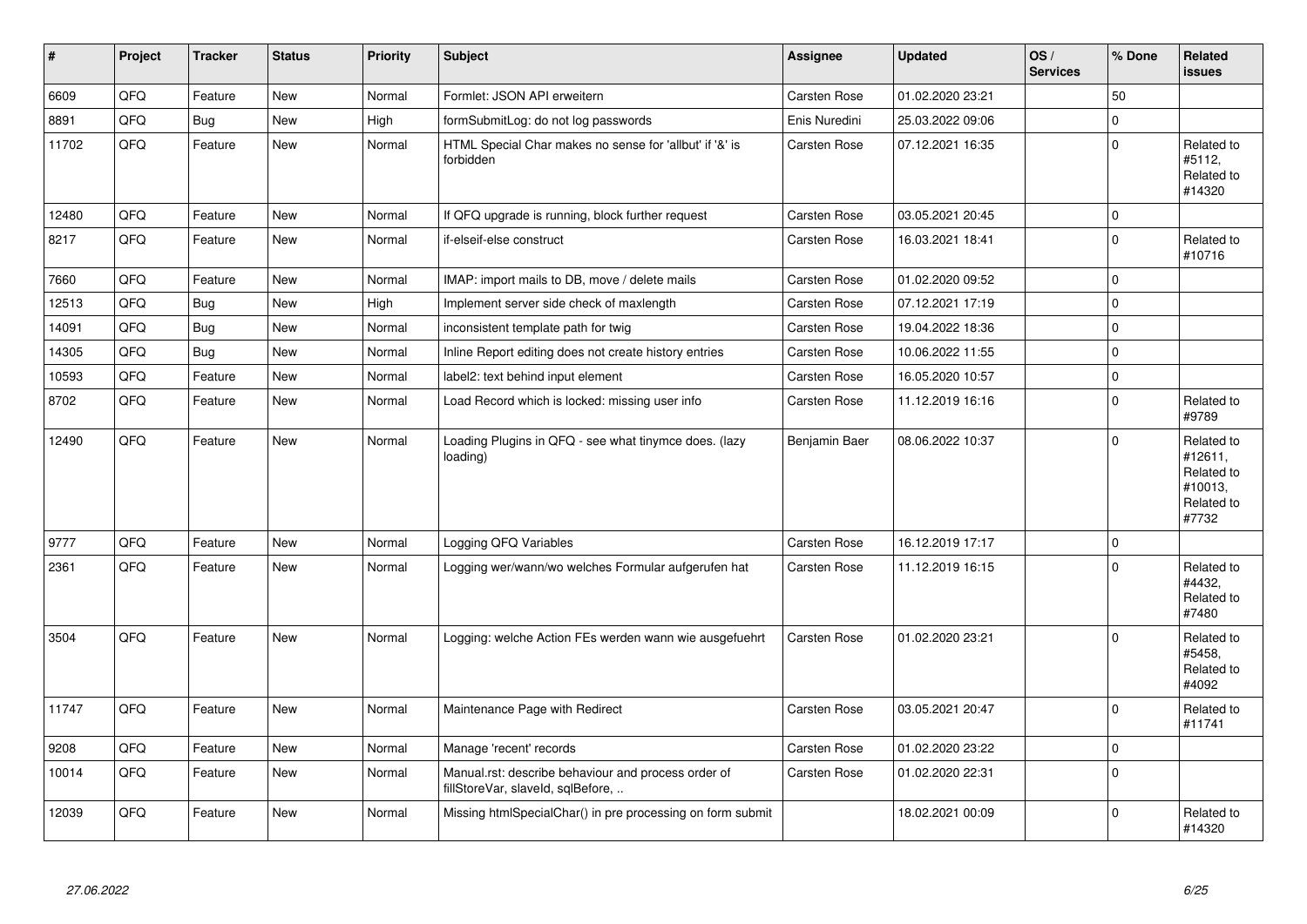| # | Project | Tracker | Status | Priority | Subject | Assignee | Updated | OS / Services | % Done | Related issues |
|---|---|---|---|---|---|---|---|---|---|---|
| 6609 | QFQ | Feature | New | Normal | Formlet: JSON API erweitern | Carsten Rose | 01.02.2020 23:21 | | 50 | |
| 8891 | QFQ | Bug | New | High | formSubmitLog: do not log passwords | Enis Nuredini | 25.03.2022 09:06 | | 0 | |
| 11702 | QFQ | Feature | New | Normal | HTML Special Char makes no sense for 'allbut' if '&' is forbidden | Carsten Rose | 07.12.2021 16:35 | | 0 | Related to #5112, Related to #14320 |
| 12480 | QFQ | Feature | New | Normal | If QFQ upgrade is running, block further request | Carsten Rose | 03.05.2021 20:45 | | 0 | |
| 8217 | QFQ | Feature | New | Normal | if-elseif-else construct | Carsten Rose | 16.03.2021 18:41 | | 0 | Related to #10716 |
| 7660 | QFQ | Feature | New | Normal | IMAP: import mails to DB, move / delete mails | Carsten Rose | 01.02.2020 09:52 | | 0 | |
| 12513 | QFQ | Bug | New | High | Implement server side check of maxlength | Carsten Rose | 07.12.2021 17:19 | | 0 | |
| 14091 | QFQ | Bug | New | Normal | inconsistent template path for twig | Carsten Rose | 19.04.2022 18:36 | | 0 | |
| 14305 | QFQ | Bug | New | Normal | Inline Report editing does not create history entries | Carsten Rose | 10.06.2022 11:55 | | 0 | |
| 10593 | QFQ | Feature | New | Normal | label2: text behind input element | Carsten Rose | 16.05.2020 10:57 | | 0 | |
| 8702 | QFQ | Feature | New | Normal | Load Record which is locked: missing user info | Carsten Rose | 11.12.2019 16:16 | | 0 | Related to #9789 |
| 12490 | QFQ | Feature | New | Normal | Loading Plugins in QFQ - see what tinymce does. (lazy loading) | Benjamin Baer | 08.06.2022 10:37 | | 0 | Related to #12611, Related to #10013, Related to #7732 |
| 9777 | QFQ | Feature | New | Normal | Logging QFQ Variables | Carsten Rose | 16.12.2019 17:17 | | 0 | |
| 2361 | QFQ | Feature | New | Normal | Logging wer/wann/wo welches Formular aufgerufen hat | Carsten Rose | 11.12.2019 16:15 | | 0 | Related to #4432, Related to #7480 |
| 3504 | QFQ | Feature | New | Normal | Logging: welche Action FEs werden wann wie ausgefuehrt | Carsten Rose | 01.02.2020 23:21 | | 0 | Related to #5458, Related to #4092 |
| 11747 | QFQ | Feature | New | Normal | Maintenance Page with Redirect | Carsten Rose | 03.05.2021 20:47 | | 0 | Related to #11741 |
| 9208 | QFQ | Feature | New | Normal | Manage 'recent' records | Carsten Rose | 01.02.2020 23:22 | | 0 | |
| 10014 | QFQ | Feature | New | Normal | Manual.rst: describe behaviour and process order of fillStoreVar, slaveId, sqlBefore, .. | Carsten Rose | 01.02.2020 22:31 | | 0 | |
| 12039 | QFQ | Feature | New | Normal | Missing htmlSpecialChar() in pre processing on form submit | | 18.02.2021 00:09 | | 0 | Related to #14320 |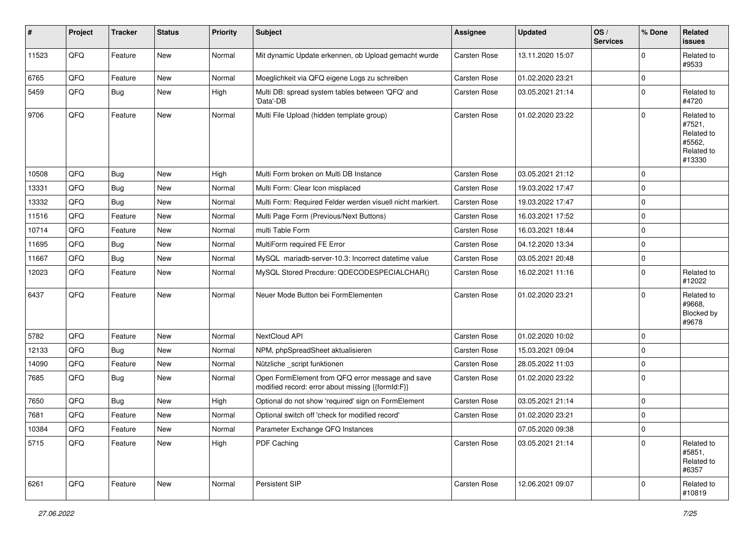| # | Project | Tracker | Status | Priority | Subject | Assignee | Updated | OS / Services | % Done | Related issues |
|---|---|---|---|---|---|---|---|---|---|---|
| 11523 | QFQ | Feature | New | Normal | Mit dynamic Update erkennen, ob Upload gemacht wurde | Carsten Rose | 13.11.2020 15:07 | | 0 | Related to #9533 |
| 6765 | QFQ | Feature | New | Normal | Moeglichkeit via QFQ eigene Logs zu schreiben | Carsten Rose | 01.02.2020 23:21 | | 0 | |
| 5459 | QFQ | Bug | New | High | Multi DB: spread system tables between 'QFQ' and 'Data'-DB | Carsten Rose | 03.05.2021 21:14 | | 0 | Related to #4720 |
| 9706 | QFQ | Feature | New | Normal | Multi File Upload (hidden template group) | Carsten Rose | 01.02.2020 23:22 | | 0 | Related to #7521, Related to #5562, Related to #13330 |
| 10508 | QFQ | Bug | New | High | Multi Form broken on Multi DB Instance | Carsten Rose | 03.05.2021 21:12 | | 0 | |
| 13331 | QFQ | Bug | New | Normal | Multi Form: Clear Icon misplaced | Carsten Rose | 19.03.2022 17:47 | | 0 | |
| 13332 | QFQ | Bug | New | Normal | Multi Form: Required Felder werden visuell nicht markiert. | Carsten Rose | 19.03.2022 17:47 | | 0 | |
| 11516 | QFQ | Feature | New | Normal | Multi Page Form (Previous/Next Buttons) | Carsten Rose | 16.03.2021 17:52 | | 0 | |
| 10714 | QFQ | Feature | New | Normal | multi Table Form | Carsten Rose | 16.03.2021 18:44 | | 0 | |
| 11695 | QFQ | Bug | New | Normal | MultiForm required FE Error | Carsten Rose | 04.12.2020 13:34 | | 0 | |
| 11667 | QFQ | Bug | New | Normal | MySQL mariadb-server-10.3: Incorrect datetime value | Carsten Rose | 03.05.2021 20:48 | | 0 | |
| 12023 | QFQ | Feature | New | Normal | MySQL Stored Precdure: QDECODESPECIALCHAR() | Carsten Rose | 16.02.2021 11:16 | | 0 | Related to #12022 |
| 6437 | QFQ | Feature | New | Normal | Neuer Mode Button bei FormElementen | Carsten Rose | 01.02.2020 23:21 | | 0 | Related to #9668, Blocked by #9678 |
| 5782 | QFQ | Feature | New | Normal | NextCloud API | Carsten Rose | 01.02.2020 10:02 | | 0 | |
| 12133 | QFQ | Bug | New | Normal | NPM, phpSpreadSheet aktualisieren | Carsten Rose | 15.03.2021 09:04 | | 0 | |
| 14090 | QFQ | Feature | New | Normal | Nützliche _script funktionen | Carsten Rose | 28.05.2022 11:03 | | 0 | |
| 7685 | QFQ | Bug | New | Normal | Open FormElement from QFQ error message and save modified record: error about missing {{formId:F}} | Carsten Rose | 01.02.2020 23:22 | | 0 | |
| 7650 | QFQ | Bug | New | High | Optional do not show 'required' sign on FormElement | Carsten Rose | 03.05.2021 21:14 | | 0 | |
| 7681 | QFQ | Feature | New | Normal | Optional switch off 'check for modified record' | Carsten Rose | 01.02.2020 23:21 | | 0 | |
| 10384 | QFQ | Feature | New | Normal | Parameter Exchange QFQ Instances | | 07.05.2020 09:38 | | 0 | |
| 5715 | QFQ | Feature | New | High | PDF Caching | Carsten Rose | 03.05.2021 21:14 | | 0 | Related to #5851, Related to #6357 |
| 6261 | QFQ | Feature | New | Normal | Persistent SIP | Carsten Rose | 12.06.2021 09:07 | | 0 | Related to #10819 |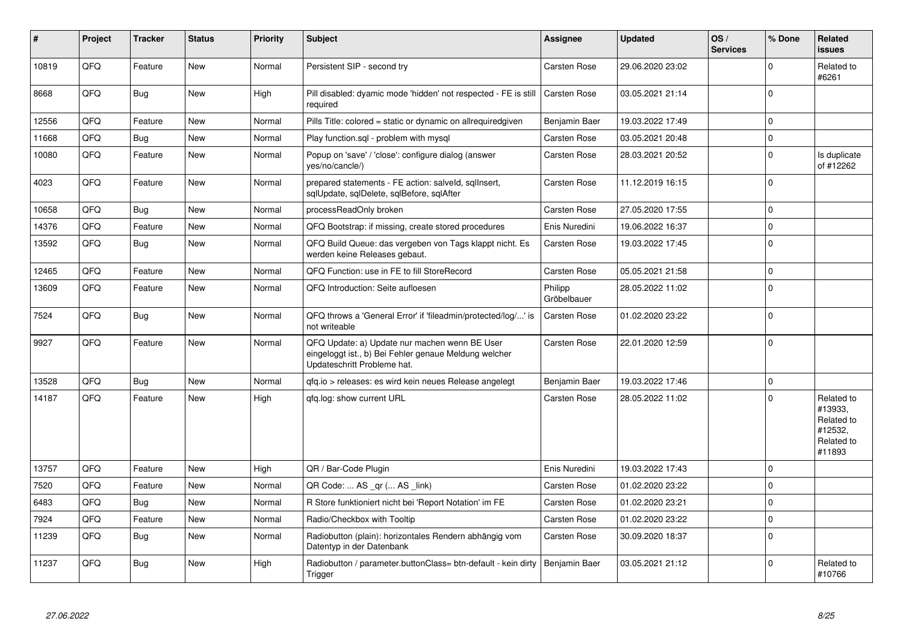| # | Project | Tracker | Status | Priority | Subject | Assignee | Updated | OS / Services | % Done | Related issues |
|---|---|---|---|---|---|---|---|---|---|---|
| 10819 | QFQ | Feature | New | Normal | Persistent SIP - second try | Carsten Rose | 29.06.2020 23:02 | | 0 | Related to #6261 |
| 8668 | QFQ | Bug | New | High | Pill disabled: dyamic mode 'hidden' not respected - FE is still required | Carsten Rose | 03.05.2021 21:14 | | 0 | |
| 12556 | QFQ | Feature | New | Normal | Pills Title: colored = static or dynamic on allrequiredgiven | Benjamin Baer | 19.03.2022 17:49 | | 0 | |
| 11668 | QFQ | Bug | New | Normal | Play function.sql - problem with mysql | Carsten Rose | 03.05.2021 20:48 | | 0 | |
| 10080 | QFQ | Feature | New | Normal | Popup on 'save' / 'close': configure dialog (answer yes/no/cancle/) | Carsten Rose | 28.03.2021 20:52 | | 0 | Is duplicate of #12262 |
| 4023 | QFQ | Feature | New | Normal | prepared statements - FE action: salveld, sqlInsert, sqlUpdate, sqlDelete, sqlBefore, sqlAfter | Carsten Rose | 11.12.2019 16:15 | | 0 | |
| 10658 | QFQ | Bug | New | Normal | processReadOnly broken | Carsten Rose | 27.05.2020 17:55 | | 0 | |
| 14376 | QFQ | Feature | New | Normal | QFQ Bootstrap: if missing, create stored procedures | Enis Nuredini | 19.06.2022 16:37 | | 0 | |
| 13592 | QFQ | Bug | New | Normal | QFQ Build Queue: das vergeben von Tags klappt nicht. Es werden keine Releases gebaut. | Carsten Rose | 19.03.2022 17:45 | | 0 | |
| 12465 | QFQ | Feature | New | Normal | QFQ Function: use in FE to fill StoreRecord | Carsten Rose | 05.05.2021 21:58 | | 0 | |
| 13609 | QFQ | Feature | New | Normal | QFQ Introduction: Seite aufloesen | Philipp Gröbelbauer | 28.05.2022 11:02 | | 0 | |
| 7524 | QFQ | Bug | New | Normal | QFQ throws a 'General Error' if 'fileadmin/protected/log/...' is not writeable | Carsten Rose | 01.02.2020 23:22 | | 0 | |
| 9927 | QFQ | Feature | New | Normal | QFQ Update: a) Update nur machen wenn BE User eingeloggt ist., b) Bei Fehler genaue Meldung welcher Updateschritt Probleme hat. | Carsten Rose | 22.01.2020 12:59 | | 0 | |
| 13528 | QFQ | Bug | New | Normal | qfq.io > releases: es wird kein neues Release angelegt | Benjamin Baer | 19.03.2022 17:46 | | 0 | |
| 14187 | QFQ | Feature | New | High | qfq.log: show current URL | Carsten Rose | 28.05.2022 11:02 | | 0 | Related to #13933, Related to #12532, Related to #11893 |
| 13757 | QFQ | Feature | New | High | QR / Bar-Code Plugin | Enis Nuredini | 19.03.2022 17:43 | | 0 | |
| 7520 | QFQ | Feature | New | Normal | QR Code: ... AS _qr ( ... AS _link) | Carsten Rose | 01.02.2020 23:22 | | 0 | |
| 6483 | QFQ | Bug | New | Normal | R Store funktioniert nicht bei 'Report Notation' im FE | Carsten Rose | 01.02.2020 23:21 | | 0 | |
| 7924 | QFQ | Feature | New | Normal | Radio/Checkbox with Tooltip | Carsten Rose | 01.02.2020 23:22 | | 0 | |
| 11239 | QFQ | Bug | New | Normal | Radiobutton (plain): horizontales Rendern abhängig vom Datentyp in der Datenbank | Carsten Rose | 30.09.2020 18:37 | | 0 | |
| 11237 | QFQ | Bug | New | High | Radiobutton / parameter.buttonClass= btn-default - kein dirty Trigger | Benjamin Baer | 03.05.2021 21:12 | | 0 | Related to #10766 |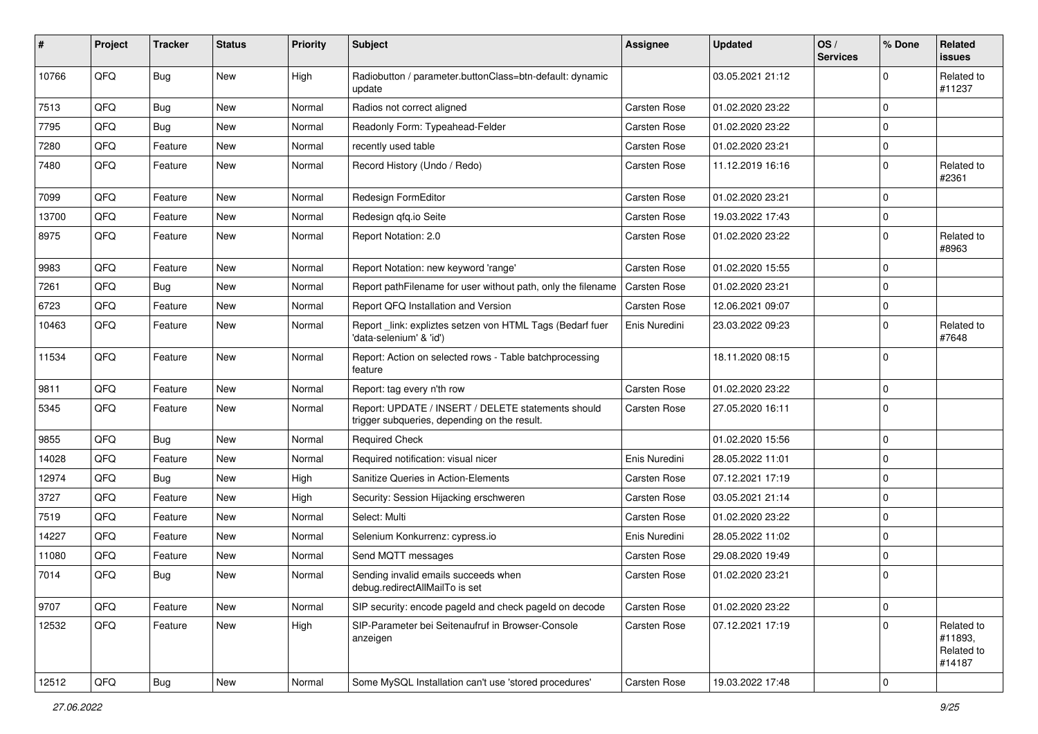| # | Project | Tracker | Status | Priority | Subject | Assignee | Updated | OS / Services | % Done | Related issues |
|---|---|---|---|---|---|---|---|---|---|---|
| 10766 | QFQ | Bug | New | High | Radiobutton / parameter.buttonClass=btn-default: dynamic update | | 03.05.2021 21:12 | | 0 | Related to #11237 |
| 7513 | QFQ | Bug | New | Normal | Radios not correct aligned | Carsten Rose | 01.02.2020 23:22 | | 0 | |
| 7795 | QFQ | Bug | New | Normal | Readonly Form: Typeahead-Felder | Carsten Rose | 01.02.2020 23:22 | | 0 | |
| 7280 | QFQ | Feature | New | Normal | recently used table | Carsten Rose | 01.02.2020 23:21 | | 0 | |
| 7480 | QFQ | Feature | New | Normal | Record History (Undo / Redo) | Carsten Rose | 11.12.2019 16:16 | | 0 | Related to #2361 |
| 7099 | QFQ | Feature | New | Normal | Redesign FormEditor | Carsten Rose | 01.02.2020 23:21 | | 0 | |
| 13700 | QFQ | Feature | New | Normal | Redesign qfq.io Seite | Carsten Rose | 19.03.2022 17:43 | | 0 | |
| 8975 | QFQ | Feature | New | Normal | Report Notation: 2.0 | Carsten Rose | 01.02.2020 23:22 | | 0 | Related to #8963 |
| 9983 | QFQ | Feature | New | Normal | Report Notation: new keyword 'range' | Carsten Rose | 01.02.2020 15:55 | | 0 | |
| 7261 | QFQ | Bug | New | Normal | Report pathFilename for user without path, only the filename | Carsten Rose | 01.02.2020 23:21 | | 0 | |
| 6723 | QFQ | Feature | New | Normal | Report QFQ Installation and Version | Carsten Rose | 12.06.2021 09:07 | | 0 | |
| 10463 | QFQ | Feature | New | Normal | Report _link: expliztes setzen von HTML Tags (Bedarf fuer 'data-selenium' & 'id') | Enis Nuredini | 23.03.2022 09:23 | | 0 | Related to #7648 |
| 11534 | QFQ | Feature | New | Normal | Report: Action on selected rows - Table batchprocessing feature | | 18.11.2020 08:15 | | 0 | |
| 9811 | QFQ | Feature | New | Normal | Report: tag every n'th row | Carsten Rose | 01.02.2020 23:22 | | 0 | |
| 5345 | QFQ | Feature | New | Normal | Report: UPDATE / INSERT / DELETE statements should trigger subqueries, depending on the result. | Carsten Rose | 27.05.2020 16:11 | | 0 | |
| 9855 | QFQ | Bug | New | Normal | Required Check | | 01.02.2020 15:56 | | 0 | |
| 14028 | QFQ | Feature | New | Normal | Required notification: visual nicer | Enis Nuredini | 28.05.2022 11:01 | | 0 | |
| 12974 | QFQ | Bug | New | High | Sanitize Queries in Action-Elements | Carsten Rose | 07.12.2021 17:19 | | 0 | |
| 3727 | QFQ | Feature | New | High | Security: Session Hijacking erschweren | Carsten Rose | 03.05.2021 21:14 | | 0 | |
| 7519 | QFQ | Feature | New | Normal | Select: Multi | Carsten Rose | 01.02.2020 23:22 | | 0 | |
| 14227 | QFQ | Feature | New | Normal | Selenium Konkurrenz: cypress.io | Enis Nuredini | 28.05.2022 11:02 | | 0 | |
| 11080 | QFQ | Feature | New | Normal | Send MQTT messages | Carsten Rose | 29.08.2020 19:49 | | 0 | |
| 7014 | QFQ | Bug | New | Normal | Sending invalid emails succeeds when debug.redirectAllMailTo is set | Carsten Rose | 01.02.2020 23:21 | | 0 | |
| 9707 | QFQ | Feature | New | Normal | SIP security: encode pageId and check pageId on decode | Carsten Rose | 01.02.2020 23:22 | | 0 | |
| 12532 | QFQ | Feature | New | High | SIP-Parameter bei Seitenaufruf in Browser-Console anzeigen | Carsten Rose | 07.12.2021 17:19 | | 0 | Related to #11893, Related to #14187 |
| 12512 | QFQ | Bug | New | Normal | Some MySQL Installation can't use 'stored procedures' | Carsten Rose | 19.03.2022 17:48 | | 0 | |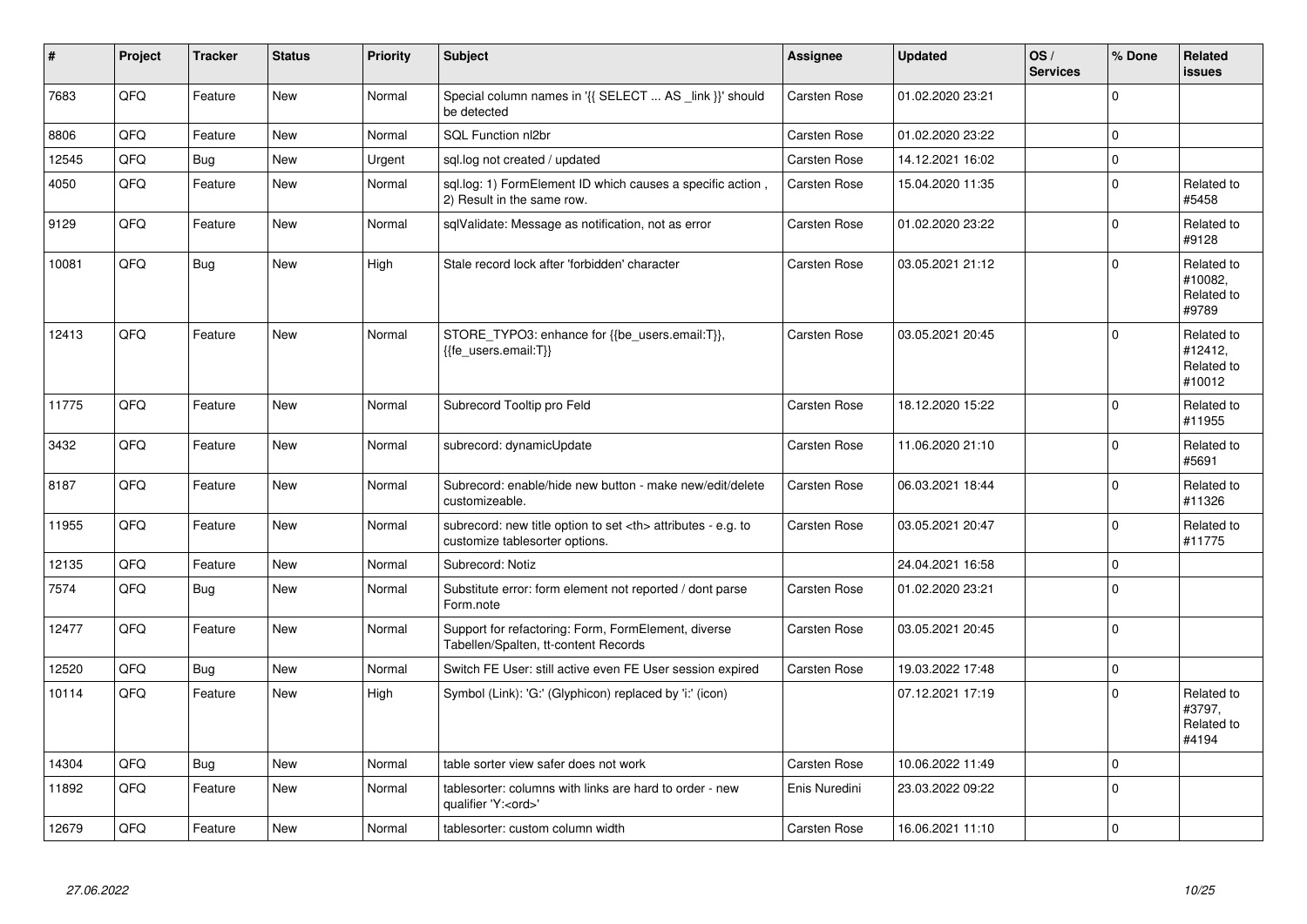| # | Project | Tracker | Status | Priority | Subject | Assignee | Updated | OS / Services | % Done | Related issues |
|---|---|---|---|---|---|---|---|---|---|---|
| 7683 | QFQ | Feature | New | Normal | Special column names in '{{ SELECT ... AS _link }}' should be detected | Carsten Rose | 01.02.2020 23:21 | | 0 | |
| 8806 | QFQ | Feature | New | Normal | SQL Function nl2br | Carsten Rose | 01.02.2020 23:22 | | 0 | |
| 12545 | QFQ | Bug | New | Urgent | sql.log not created / updated | Carsten Rose | 14.12.2021 16:02 | | 0 | |
| 4050 | QFQ | Feature | New | Normal | sql.log: 1) FormElement ID which causes a specific action , 2) Result in the same row. | Carsten Rose | 15.04.2020 11:35 | | 0 | Related to #5458 |
| 9129 | QFQ | Feature | New | Normal | sqlValidate: Message as notification, not as error | Carsten Rose | 01.02.2020 23:22 | | 0 | Related to #9128 |
| 10081 | QFQ | Bug | New | High | Stale record lock after 'forbidden' character | Carsten Rose | 03.05.2021 21:12 | | 0 | Related to #10082, Related to #9789 |
| 12413 | QFQ | Feature | New | Normal | STORE_TYPO3: enhance for {{be_users.email:T}}, {{fe_users.email:T}} | Carsten Rose | 03.05.2021 20:45 | | 0 | Related to #12412, Related to #10012 |
| 11775 | QFQ | Feature | New | Normal | Subrecord Tooltip pro Feld | Carsten Rose | 18.12.2020 15:22 | | 0 | Related to #11955 |
| 3432 | QFQ | Feature | New | Normal | subrecord: dynamicUpdate | Carsten Rose | 11.06.2020 21:10 | | 0 | Related to #5691 |
| 8187 | QFQ | Feature | New | Normal | Subrecord: enable/hide new button - make new/edit/delete customizeable. | Carsten Rose | 06.03.2021 18:44 | | 0 | Related to #11326 |
| 11955 | QFQ | Feature | New | Normal | subrecord: new title option to set <th> attributes - e.g. to customize tablesorter options. | Carsten Rose | 03.05.2021 20:47 | | 0 | Related to #11775 |
| 12135 | QFQ | Feature | New | Normal | Subrecord: Notiz | | 24.04.2021 16:58 | | 0 | |
| 7574 | QFQ | Bug | New | Normal | Substitute error: form element not reported / dont parse Form.note | Carsten Rose | 01.02.2020 23:21 | | 0 | |
| 12477 | QFQ | Feature | New | Normal | Support for refactoring: Form, FormElement, diverse Tabellen/Spalten, tt-content Records | Carsten Rose | 03.05.2021 20:45 | | 0 | |
| 12520 | QFQ | Bug | New | Normal | Switch FE User: still active even FE User session expired | Carsten Rose | 19.03.2022 17:48 | | 0 | |
| 10114 | QFQ | Feature | New | High | Symbol (Link): 'G:' (Glyphicon) replaced by 'i:' (icon) | | 07.12.2021 17:19 | | 0 | Related to #3797, Related to #4194 |
| 14304 | QFQ | Bug | New | Normal | table sorter view safer does not work | Carsten Rose | 10.06.2022 11:49 | | 0 | |
| 11892 | QFQ | Feature | New | Normal | tablesorter: columns with links are hard to order - new qualifier 'Y:<ord>' | Enis Nuredini | 23.03.2022 09:22 | | 0 | |
| 12679 | QFQ | Feature | New | Normal | tablesorter: custom column width | Carsten Rose | 16.06.2021 11:10 | | 0 | |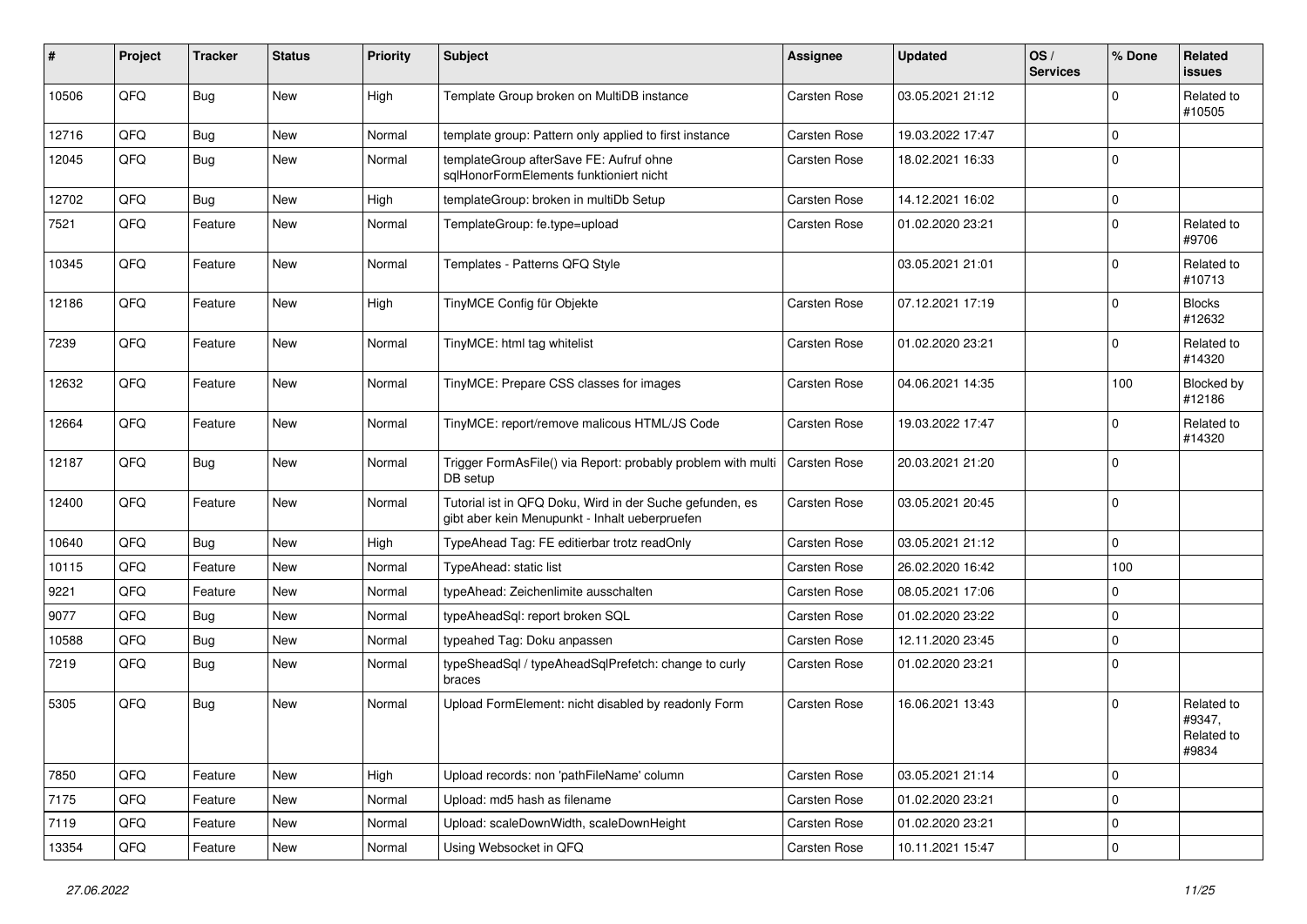| # | Project | Tracker | Status | Priority | Subject | Assignee | Updated | OS / Services | % Done | Related issues |
|---|---|---|---|---|---|---|---|---|---|---|
| 10506 | QFQ | Bug | New | High | Template Group broken on MultiDB instance | Carsten Rose | 03.05.2021 21:12 | | 0 | Related to #10505 |
| 12716 | QFQ | Bug | New | Normal | template group: Pattern only applied to first instance | Carsten Rose | 19.03.2022 17:47 | | 0 | |
| 12045 | QFQ | Bug | New | Normal | templateGroup afterSave FE: Aufruf ohne sqlHonorFormElements funktioniert nicht | Carsten Rose | 18.02.2021 16:33 | | 0 | |
| 12702 | QFQ | Bug | New | High | templateGroup: broken in multiDb Setup | Carsten Rose | 14.12.2021 16:02 | | 0 | |
| 7521 | QFQ | Feature | New | Normal | TemplateGroup: fe.type=upload | Carsten Rose | 01.02.2020 23:21 | | 0 | Related to #9706 |
| 10345 | QFQ | Feature | New | Normal | Templates - Patterns QFQ Style | | 03.05.2021 21:01 | | 0 | Related to #10713 |
| 12186 | QFQ | Feature | New | High | TinyMCE Config für Objekte | Carsten Rose | 07.12.2021 17:19 | | 0 | Blocks #12632 |
| 7239 | QFQ | Feature | New | Normal | TinyMCE: html tag whitelist | Carsten Rose | 01.02.2020 23:21 | | 0 | Related to #14320 |
| 12632 | QFQ | Feature | New | Normal | TinyMCE: Prepare CSS classes for images | Carsten Rose | 04.06.2021 14:35 | | 100 | Blocked by #12186 |
| 12664 | QFQ | Feature | New | Normal | TinyMCE: report/remove malicous HTML/JS Code | Carsten Rose | 19.03.2022 17:47 | | 0 | Related to #14320 |
| 12187 | QFQ | Bug | New | Normal | Trigger FormAsFile() via Report: probably problem with multi DB setup | Carsten Rose | 20.03.2021 21:20 | | 0 | |
| 12400 | QFQ | Feature | New | Normal | Tutorial ist in QFQ Doku, Wird in der Suche gefunden, es gibt aber kein Menupunkt - Inhalt ueberpruefen | Carsten Rose | 03.05.2021 20:45 | | 0 | |
| 10640 | QFQ | Bug | New | High | TypeAhead Tag: FE editierbar trotz readOnly | Carsten Rose | 03.05.2021 21:12 | | 0 | |
| 10115 | QFQ | Feature | New | Normal | TypeAhead: static list | Carsten Rose | 26.02.2020 16:42 | | 100 | |
| 9221 | QFQ | Feature | New | Normal | typeAhead: Zeichenlimite ausschalten | Carsten Rose | 08.05.2021 17:06 | | 0 | |
| 9077 | QFQ | Bug | New | Normal | typeAheadSql: report broken SQL | Carsten Rose | 01.02.2020 23:22 | | 0 | |
| 10588 | QFQ | Bug | New | Normal | typeahed Tag: Doku anpassen | Carsten Rose | 12.11.2020 23:45 | | 0 | |
| 7219 | QFQ | Bug | New | Normal | typeSheadSql / typeAheadSqlPrefetch: change to curly braces | Carsten Rose | 01.02.2020 23:21 | | 0 | |
| 5305 | QFQ | Bug | New | Normal | Upload FormElement: nicht disabled by readonly Form | Carsten Rose | 16.06.2021 13:43 | | 0 | Related to #9347, Related to #9834 |
| 7850 | QFQ | Feature | New | High | Upload records: non 'pathFileName' column | Carsten Rose | 03.05.2021 21:14 | | 0 | |
| 7175 | QFQ | Feature | New | Normal | Upload: md5 hash as filename | Carsten Rose | 01.02.2020 23:21 | | 0 | |
| 7119 | QFQ | Feature | New | Normal | Upload: scaleDownWidth, scaleDownHeight | Carsten Rose | 01.02.2020 23:21 | | 0 | |
| 13354 | QFQ | Feature | New | Normal | Using Websocket in QFQ | Carsten Rose | 10.11.2021 15:47 | | 0 | |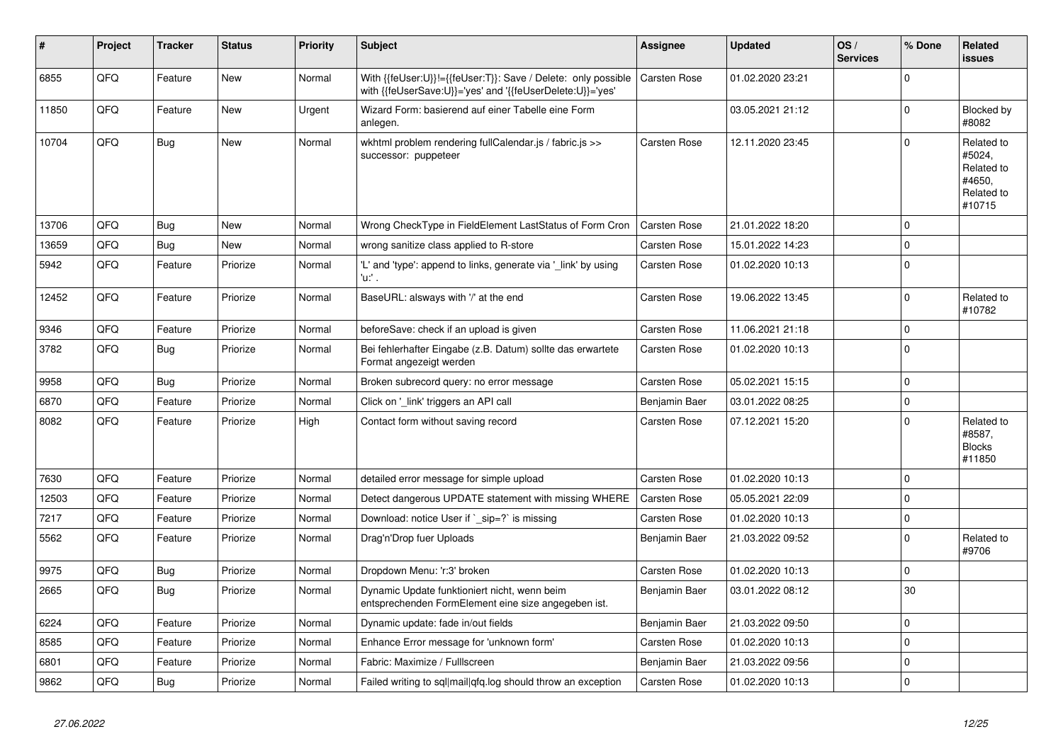| # | Project | Tracker | Status | Priority | Subject | Assignee | Updated | OS / Services | % Done | Related issues |
|---|---|---|---|---|---|---|---|---|---|---|
| 6855 | QFQ | Feature | New | Normal | With {{feUser:U}}!={{feUser:T}}: Save / Delete: only possible with {{feUserSave:U}}='yes' and '{{feUserDelete:U}}='yes' | Carsten Rose | 01.02.2020 23:21 | | 0 | |
| 11850 | QFQ | Feature | New | Urgent | Wizard Form: basierend auf einer Tabelle eine Form anlegen. | | 03.05.2021 21:12 | | 0 | Blocked by #8082 |
| 10704 | QFQ | Bug | New | Normal | wkhtml problem rendering fullCalendar.js / fabric.js >> successor: puppeteer | Carsten Rose | 12.11.2020 23:45 | | 0 | Related to #5024, Related to #4650, Related to #10715 |
| 13706 | QFQ | Bug | New | Normal | Wrong CheckType in FieldElement LastStatus of Form Cron | Carsten Rose | 21.01.2022 18:20 | | 0 | |
| 13659 | QFQ | Bug | New | Normal | wrong sanitize class applied to R-store | Carsten Rose | 15.01.2022 14:23 | | 0 | |
| 5942 | QFQ | Feature | Priorize | Normal | 'L' and 'type': append to links, generate via '_link' by using 'u:' . | Carsten Rose | 01.02.2020 10:13 | | 0 | |
| 12452 | QFQ | Feature | Priorize | Normal | BaseURL: alsways with '/' at the end | Carsten Rose | 19.06.2022 13:45 | | 0 | Related to #10782 |
| 9346 | QFQ | Feature | Priorize | Normal | beforeSave: check if an upload is given | Carsten Rose | 11.06.2021 21:18 | | 0 | |
| 3782 | QFQ | Bug | Priorize | Normal | Bei fehlerhafter Eingabe (z.B. Datum) sollte das erwartete Format angezeigt werden | Carsten Rose | 01.02.2020 10:13 | | 0 | |
| 9958 | QFQ | Bug | Priorize | Normal | Broken subrecord query: no error message | Carsten Rose | 05.02.2021 15:15 | | 0 | |
| 6870 | QFQ | Feature | Priorize | Normal | Click on '_link' triggers an API call | Benjamin Baer | 03.01.2022 08:25 | | 0 | |
| 8082 | QFQ | Feature | Priorize | High | Contact form without saving record | Carsten Rose | 07.12.2021 15:20 | | 0 | Related to #8587, Blocks #11850 |
| 7630 | QFQ | Feature | Priorize | Normal | detailed error message for simple upload | Carsten Rose | 01.02.2020 10:13 | | 0 | |
| 12503 | QFQ | Feature | Priorize | Normal | Detect dangerous UPDATE statement with missing WHERE | Carsten Rose | 05.05.2021 22:09 | | 0 | |
| 7217 | QFQ | Feature | Priorize | Normal | Download: notice User if `_sip=?` is missing | Carsten Rose | 01.02.2020 10:13 | | 0 | |
| 5562 | QFQ | Feature | Priorize | Normal | Drag'n'Drop fuer Uploads | Benjamin Baer | 21.03.2022 09:52 | | 0 | Related to #9706 |
| 9975 | QFQ | Bug | Priorize | Normal | Dropdown Menu: 'r:3' broken | Carsten Rose | 01.02.2020 10:13 | | 0 | |
| 2665 | QFQ | Bug | Priorize | Normal | Dynamic Update funktioniert nicht, wenn beim entsprechenden FormElement eine size angegeben ist. | Benjamin Baer | 03.01.2022 08:12 | | 30 | |
| 6224 | QFQ | Feature | Priorize | Normal | Dynamic update: fade in/out fields | Benjamin Baer | 21.03.2022 09:50 | | 0 | |
| 8585 | QFQ | Feature | Priorize | Normal | Enhance Error message for 'unknown form' | Carsten Rose | 01.02.2020 10:13 | | 0 | |
| 6801 | QFQ | Feature | Priorize | Normal | Fabric: Maximize / Fulllscreen | Benjamin Baer | 21.03.2022 09:56 | | 0 | |
| 9862 | QFQ | Bug | Priorize | Normal | Failed writing to sql\|mail\|qfq.log should throw an exception | Carsten Rose | 01.02.2020 10:13 | | 0 | |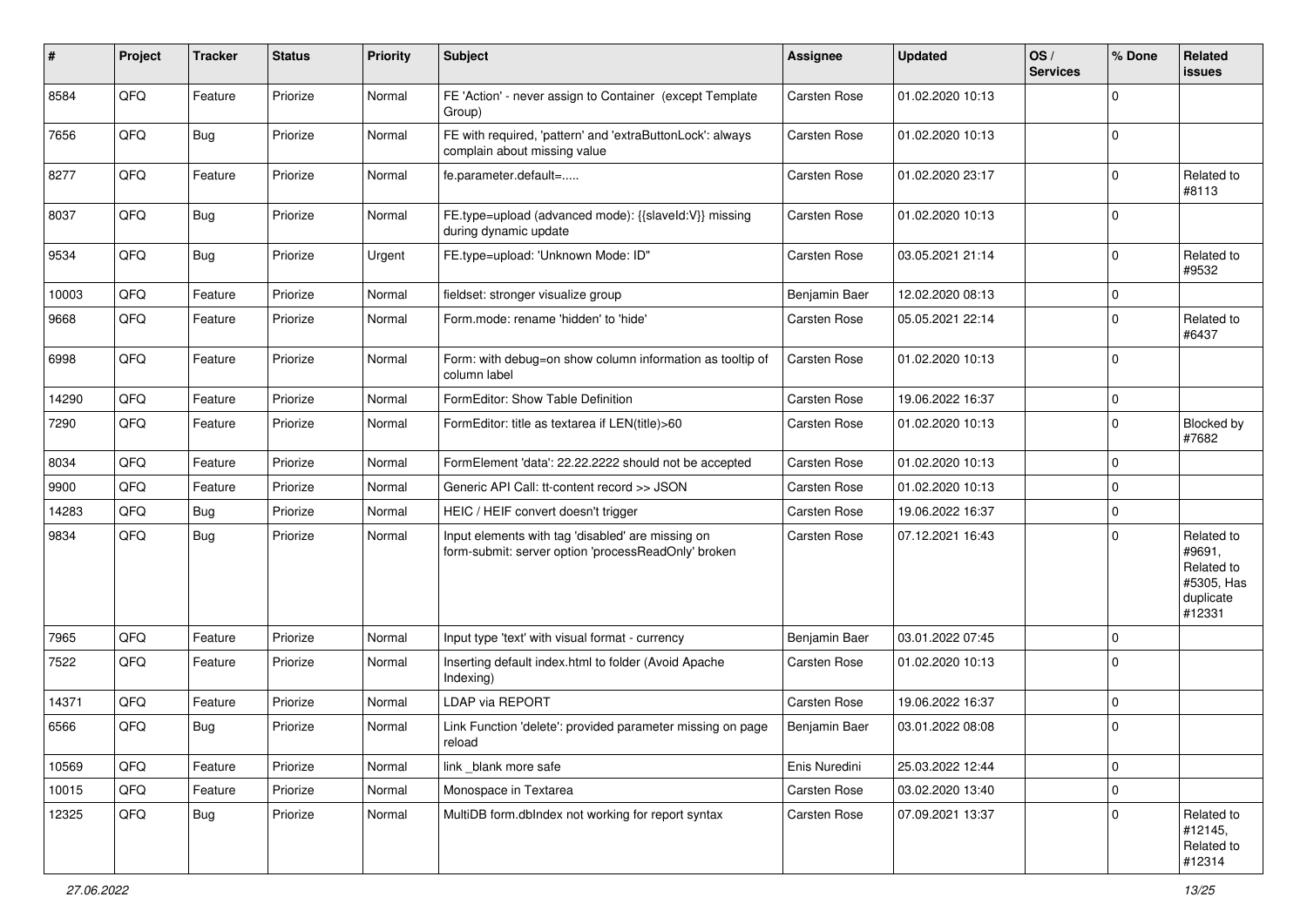| # | Project | Tracker | Status | Priority | Subject | Assignee | Updated | OS / Services | % Done | Related issues |
|---|---|---|---|---|---|---|---|---|---|---|
| 8584 | QFQ | Feature | Priorize | Normal | FE 'Action' - never assign to Container (except Template Group) | Carsten Rose | 01.02.2020 10:13 | | 0 | |
| 7656 | QFQ | Bug | Priorize | Normal | FE with required, 'pattern' and 'extraButtonLock': always complain about missing value | Carsten Rose | 01.02.2020 10:13 | | 0 | |
| 8277 | QFQ | Feature | Priorize | Normal | fe.parameter.default=..... | Carsten Rose | 01.02.2020 23:17 | | 0 | Related to #8113 |
| 8037 | QFQ | Bug | Priorize | Normal | FE.type=upload (advanced mode): {{slaveId:V}} missing during dynamic update | Carsten Rose | 01.02.2020 10:13 | | 0 | |
| 9534 | QFQ | Bug | Priorize | Urgent | FE.type=upload: 'Unknown Mode: ID" | Carsten Rose | 03.05.2021 21:14 | | 0 | Related to #9532 |
| 10003 | QFQ | Feature | Priorize | Normal | fieldset: stronger visualize group | Benjamin Baer | 12.02.2020 08:13 | | 0 | |
| 9668 | QFQ | Feature | Priorize | Normal | Form.mode: rename 'hidden' to 'hide' | Carsten Rose | 05.05.2021 22:14 | | 0 | Related to #6437 |
| 6998 | QFQ | Feature | Priorize | Normal | Form: with debug=on show column information as tooltip of column label | Carsten Rose | 01.02.2020 10:13 | | 0 | |
| 14290 | QFQ | Feature | Priorize | Normal | FormEditor: Show Table Definition | Carsten Rose | 19.06.2022 16:37 | | 0 | |
| 7290 | QFQ | Feature | Priorize | Normal | FormEditor: title as textarea if LEN(title)>60 | Carsten Rose | 01.02.2020 10:13 | | 0 | Blocked by #7682 |
| 8034 | QFQ | Feature | Priorize | Normal | FormElement 'data': 22.22.2222 should not be accepted | Carsten Rose | 01.02.2020 10:13 | | 0 | |
| 9900 | QFQ | Feature | Priorize | Normal | Generic API Call: tt-content record >> JSON | Carsten Rose | 01.02.2020 10:13 | | 0 | |
| 14283 | QFQ | Bug | Priorize | Normal | HEIC / HEIF convert doesn't trigger | Carsten Rose | 19.06.2022 16:37 | | 0 | |
| 9834 | QFQ | Bug | Priorize | Normal | Input elements with tag 'disabled' are missing on form-submit: server option 'processReadOnly' broken | Carsten Rose | 07.12.2021 16:43 | | 0 | Related to #9691, Related to #5305, Has duplicate #12331 |
| 7965 | QFQ | Feature | Priorize | Normal | Input type 'text' with visual format - currency | Benjamin Baer | 03.01.2022 07:45 | | 0 | |
| 7522 | QFQ | Feature | Priorize | Normal | Inserting default index.html to folder (Avoid Apache Indexing) | Carsten Rose | 01.02.2020 10:13 | | 0 | |
| 14371 | QFQ | Feature | Priorize | Normal | LDAP via REPORT | Carsten Rose | 19.06.2022 16:37 | | 0 | |
| 6566 | QFQ | Bug | Priorize | Normal | Link Function 'delete': provided parameter missing on page reload | Benjamin Baer | 03.01.2022 08:08 | | 0 | |
| 10569 | QFQ | Feature | Priorize | Normal | link _blank more safe | Enis Nuredini | 25.03.2022 12:44 | | 0 | |
| 10015 | QFQ | Feature | Priorize | Normal | Monospace in Textarea | Carsten Rose | 03.02.2020 13:40 | | 0 | |
| 12325 | QFQ | Bug | Priorize | Normal | MultiDB form.dbIndex not working for report syntax | Carsten Rose | 07.09.2021 13:37 | | 0 | Related to #12145, Related to #12314 |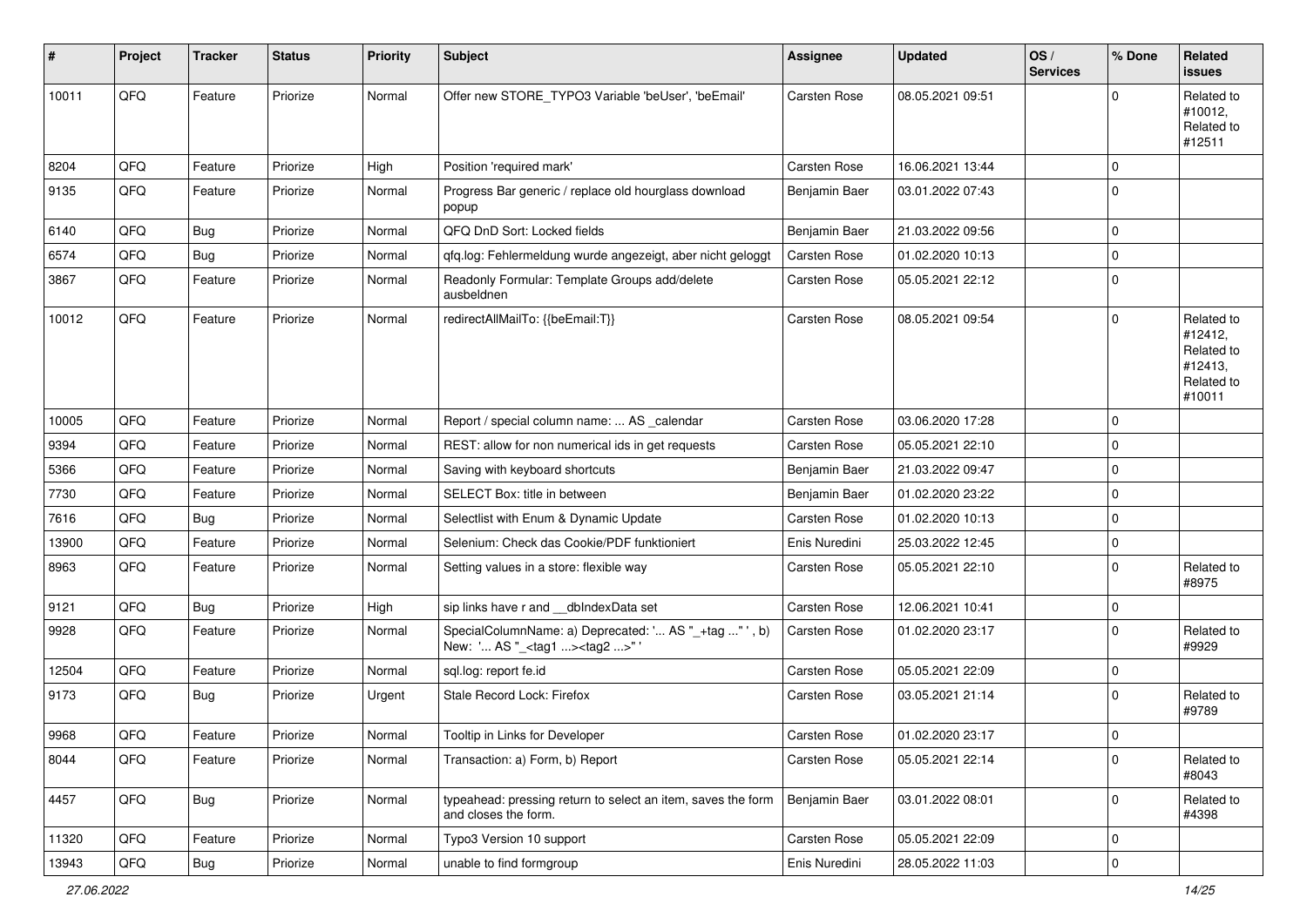| # | Project | Tracker | Status | Priority | Subject | Assignee | Updated | OS / Services | % Done | Related issues |
|---|---|---|---|---|---|---|---|---|---|---|
| 10011 | QFQ | Feature | Priorize | Normal | Offer new STORE_TYPO3 Variable 'beUser', 'beEmail' | Carsten Rose | 08.05.2021 09:51 | | 0 | Related to #10012, Related to #12511 |
| 8204 | QFQ | Feature | Priorize | High | Position 'required mark' | Carsten Rose | 16.06.2021 13:44 | | 0 | |
| 9135 | QFQ | Feature | Priorize | Normal | Progress Bar generic / replace old hourglass download popup | Benjamin Baer | 03.01.2022 07:43 | | 0 | |
| 6140 | QFQ | Bug | Priorize | Normal | QFQ DnD Sort: Locked fields | Benjamin Baer | 21.03.2022 09:56 | | 0 | |
| 6574 | QFQ | Bug | Priorize | Normal | qfq.log: Fehlermeldung wurde angezeigt, aber nicht geloggt | Carsten Rose | 01.02.2020 10:13 | | 0 | |
| 3867 | QFQ | Feature | Priorize | Normal | Readonly Formular: Template Groups add/delete ausbeldnen | Carsten Rose | 05.05.2021 22:12 | | 0 | |
| 10012 | QFQ | Feature | Priorize | Normal | redirectAllMailTo: {{beEmail:T}} | Carsten Rose | 08.05.2021 09:54 | | 0 | Related to #12412, Related to #12413, Related to #10011 |
| 10005 | QFQ | Feature | Priorize | Normal | Report / special column name: ... AS _calendar | Carsten Rose | 03.06.2020 17:28 | | 0 | |
| 9394 | QFQ | Feature | Priorize | Normal | REST: allow for non numerical ids in get requests | Carsten Rose | 05.05.2021 22:10 | | 0 | |
| 5366 | QFQ | Feature | Priorize | Normal | Saving with keyboard shortcuts | Benjamin Baer | 21.03.2022 09:47 | | 0 | |
| 7730 | QFQ | Feature | Priorize | Normal | SELECT Box: title in between | Benjamin Baer | 01.02.2020 23:22 | | 0 | |
| 7616 | QFQ | Bug | Priorize | Normal | Selectlist with Enum & Dynamic Update | Carsten Rose | 01.02.2020 10:13 | | 0 | |
| 13900 | QFQ | Feature | Priorize | Normal | Selenium: Check das Cookie/PDF funktioniert | Enis Nuredini | 25.03.2022 12:45 | | 0 | |
| 8963 | QFQ | Feature | Priorize | Normal | Setting values in a store: flexible way | Carsten Rose | 05.05.2021 22:10 | | 0 | Related to #8975 |
| 9121 | QFQ | Bug | Priorize | High | sip links have r and __dbIndexData set | Carsten Rose | 12.06.2021 10:41 | | 0 | |
| 9928 | QFQ | Feature | Priorize | Normal | SpecialColumnName: a) Deprecated: '... AS "_+tag ..." ', b) New: '... AS "_<tag1 ...><tag2 ...>" ' | Carsten Rose | 01.02.2020 23:17 | | 0 | Related to #9929 |
| 12504 | QFQ | Feature | Priorize | Normal | sql.log: report fe.id | Carsten Rose | 05.05.2021 22:09 | | 0 | |
| 9173 | QFQ | Bug | Priorize | Urgent | Stale Record Lock: Firefox | Carsten Rose | 03.05.2021 21:14 | | 0 | Related to #9789 |
| 9968 | QFQ | Feature | Priorize | Normal | Tooltip in Links for Developer | Carsten Rose | 01.02.2020 23:17 | | 0 | |
| 8044 | QFQ | Feature | Priorize | Normal | Transaction: a) Form, b) Report | Carsten Rose | 05.05.2021 22:14 | | 0 | Related to #8043 |
| 4457 | QFQ | Bug | Priorize | Normal | typeahead: pressing return to select an item, saves the form and closes the form. | Benjamin Baer | 03.01.2022 08:01 | | 0 | Related to #4398 |
| 11320 | QFQ | Feature | Priorize | Normal | Typo3 Version 10 support | Carsten Rose | 05.05.2021 22:09 | | 0 | |
| 13943 | QFQ | Bug | Priorize | Normal | unable to find formgroup | Enis Nuredini | 28.05.2022 11:03 | | 0 | |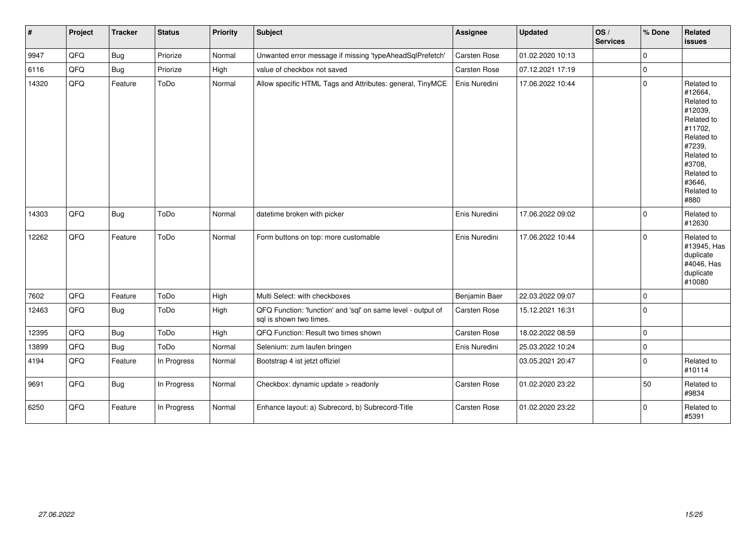| # | Project | Tracker | Status | Priority | Subject | Assignee | Updated | OS / Services | % Done | Related issues |
|---|---|---|---|---|---|---|---|---|---|---|
| 9947 | QFQ | Bug | Priorize | Normal | Unwanted error message if missing 'typeAheadSqlPrefetch' | Carsten Rose | 01.02.2020 10:13 | | 0 | |
| 6116 | QFQ | Bug | Priorize | High | value of checkbox not saved | Carsten Rose | 07.12.2021 17:19 | | 0 | |
| 14320 | QFQ | Feature | ToDo | Normal | Allow specific HTML Tags and Attributes: general, TinyMCE | Enis Nuredini | 17.06.2022 10:44 | | 0 | Related to #12664, Related to #12039, Related to #11702, Related to #7239, Related to #3708, Related to #3646, Related to #880 |
| 14303 | QFQ | Bug | ToDo | Normal | datetime broken with picker | Enis Nuredini | 17.06.2022 09:02 | | 0 | Related to #12630 |
| 12262 | QFQ | Feature | ToDo | Normal | Form buttons on top: more customable | Enis Nuredini | 17.06.2022 10:44 | | 0 | Related to #13945, Has duplicate #4046, Has duplicate #10080 |
| 7602 | QFQ | Feature | ToDo | High | Multi Select: with checkboxes | Benjamin Baer | 22.03.2022 09:07 | | 0 | |
| 12463 | QFQ | Bug | ToDo | High | QFQ Function: 'function' and 'sql' on same level - output of sql is shown two times. | Carsten Rose | 15.12.2021 16:31 | | 0 | |
| 12395 | QFQ | Bug | ToDo | High | QFQ Function: Result two times shown | Carsten Rose | 18.02.2022 08:59 | | 0 | |
| 13899 | QFQ | Bug | ToDo | Normal | Selenium: zum laufen bringen | Enis Nuredini | 25.03.2022 10:24 | | 0 | |
| 4194 | QFQ | Feature | In Progress | Normal | Bootstrap 4 ist jetzt offiziel | | 03.05.2021 20:47 | | 0 | Related to #10114 |
| 9691 | QFQ | Bug | In Progress | Normal | Checkbox: dynamic update > readonly | Carsten Rose | 01.02.2020 23:22 | | 50 | Related to #9834 |
| 6250 | QFQ | Feature | In Progress | Normal | Enhance layout: a) Subrecord, b) Subrecord-Title | Carsten Rose | 01.02.2020 23:22 | | 0 | Related to #5391 |

*27.06.2022*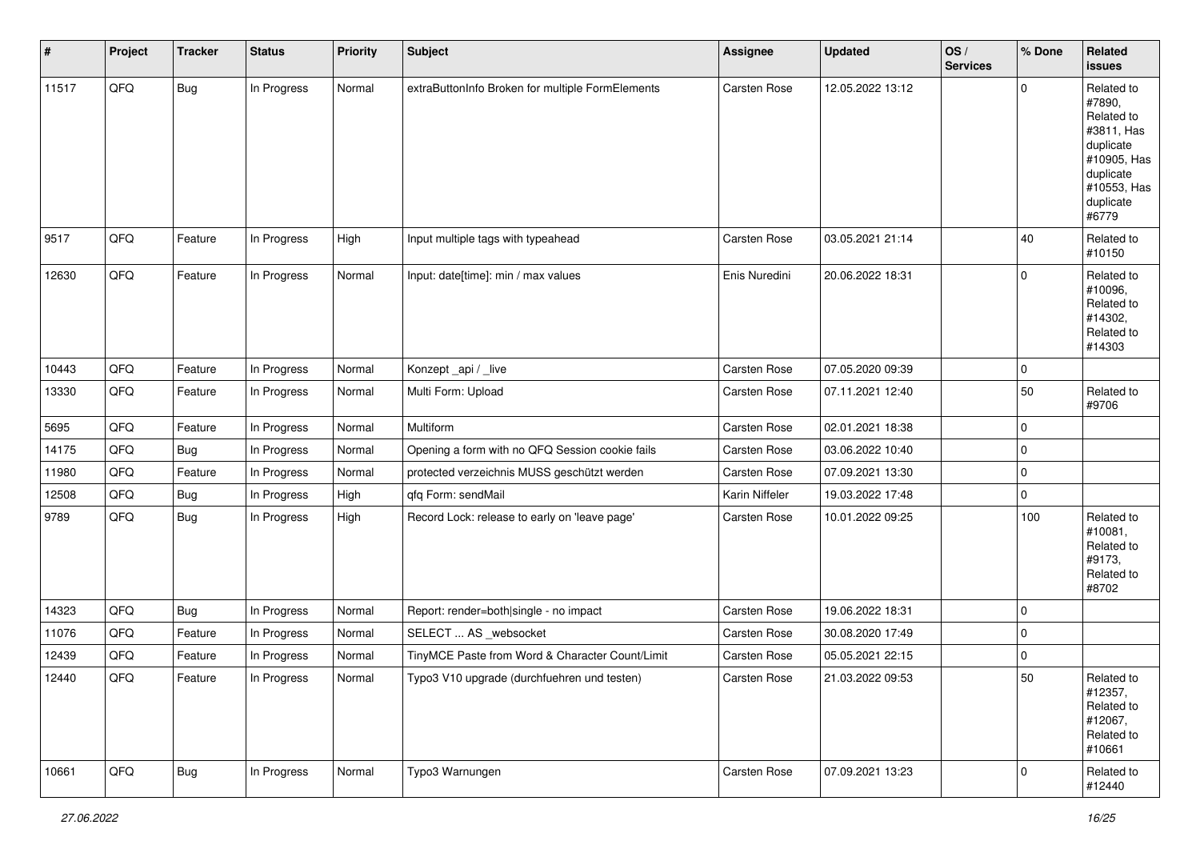| # | Project | Tracker | Status | Priority | Subject | Assignee | Updated | OS / Services | % Done | Related issues |
|---|---|---|---|---|---|---|---|---|---|---|
| 11517 | QFQ | Bug | In Progress | Normal | extraButtonInfo Broken for multiple FormElements | Carsten Rose | 12.05.2022 13:12 | | 0 | Related to #7890, Related to #3811, Has duplicate #10905, Has duplicate #10553, Has duplicate #6779 |
| 9517 | QFQ | Feature | In Progress | High | Input multiple tags with typeahead | Carsten Rose | 03.05.2021 21:14 | | 40 | Related to #10150 |
| 12630 | QFQ | Feature | In Progress | Normal | Input: date[time]: min / max values | Enis Nuredini | 20.06.2022 18:31 | | 0 | Related to #10096, Related to #14302, Related to #14303 |
| 10443 | QFQ | Feature | In Progress | Normal | Konzept _api / _live | Carsten Rose | 07.05.2020 09:39 | | 0 | |
| 13330 | QFQ | Feature | In Progress | Normal | Multi Form: Upload | Carsten Rose | 07.11.2021 12:40 | | 50 | Related to #9706 |
| 5695 | QFQ | Feature | In Progress | Normal | Multiform | Carsten Rose | 02.01.2021 18:38 | | 0 | |
| 14175 | QFQ | Bug | In Progress | Normal | Opening a form with no QFQ Session cookie fails | Carsten Rose | 03.06.2022 10:40 | | 0 | |
| 11980 | QFQ | Feature | In Progress | Normal | protected verzeichnis MUSS geschützt werden | Carsten Rose | 07.09.2021 13:30 | | 0 | |
| 12508 | QFQ | Bug | In Progress | High | qfq Form: sendMail | Karin Niffeler | 19.03.2022 17:48 | | 0 | |
| 9789 | QFQ | Bug | In Progress | High | Record Lock: release to early on 'leave page' | Carsten Rose | 10.01.2022 09:25 | | 100 | Related to #10081, Related to #9173, Related to #8702 |
| 14323 | QFQ | Bug | In Progress | Normal | Report: render=both\|single - no impact | Carsten Rose | 19.06.2022 18:31 | | 0 | |
| 11076 | QFQ | Feature | In Progress | Normal | SELECT ... AS _websocket | Carsten Rose | 30.08.2020 17:49 | | 0 | |
| 12439 | QFQ | Feature | In Progress | Normal | TinyMCE Paste from Word & Character Count/Limit | Carsten Rose | 05.05.2021 22:15 | | 0 | |
| 12440 | QFQ | Feature | In Progress | Normal | Typo3 V10 upgrade (durchfuehren und testen) | Carsten Rose | 21.03.2022 09:53 | | 50 | Related to #12357, Related to #12067, Related to #10661 |
| 10661 | QFQ | Bug | In Progress | Normal | Typo3 Warnungen | Carsten Rose | 07.09.2021 13:23 | | 0 | Related to #12440 |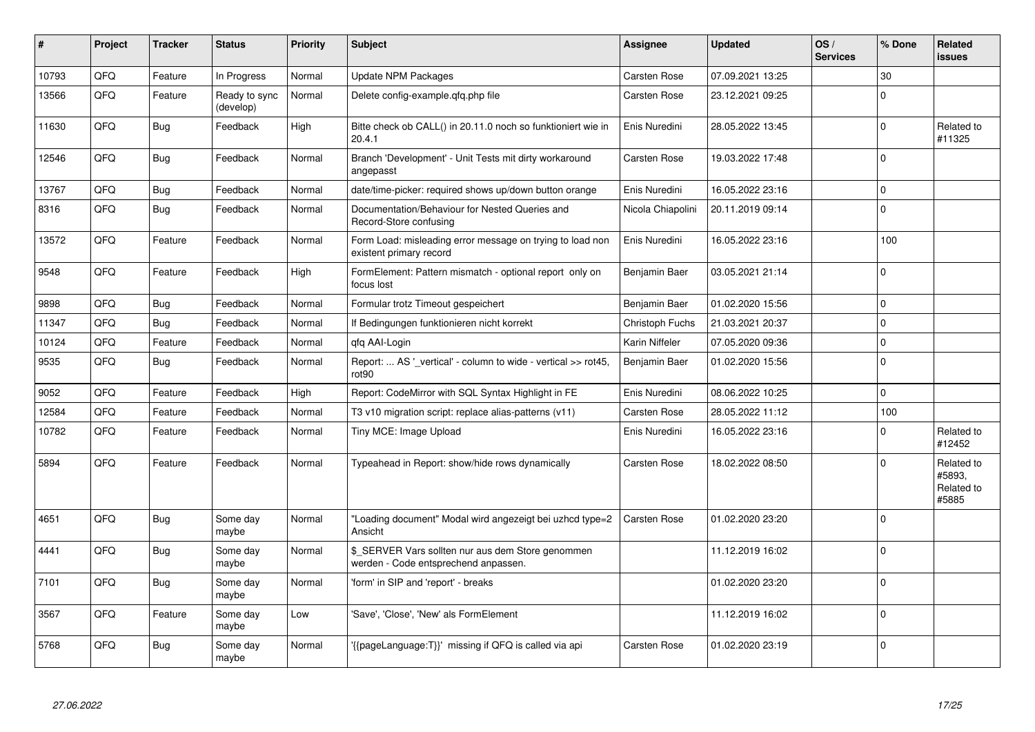| # | Project | Tracker | Status | Priority | Subject | Assignee | Updated | OS / Services | % Done | Related issues |
|---|---|---|---|---|---|---|---|---|---|---|
| 10793 | QFQ | Feature | In Progress | Normal | Update NPM Packages | Carsten Rose | 07.09.2021 13:25 | | 30 | |
| 13566 | QFQ | Feature | Ready to sync (develop) | Normal | Delete config-example.qfq.php file | Carsten Rose | 23.12.2021 09:25 | | 0 | |
| 11630 | QFQ | Bug | Feedback | High | Bitte check ob CALL() in 20.11.0 noch so funktioniert wie in 20.4.1 | Enis Nuredini | 28.05.2022 13:45 | | 0 | Related to #11325 |
| 12546 | QFQ | Bug | Feedback | Normal | Branch 'Development' - Unit Tests mit dirty workaround angepasst | Carsten Rose | 19.03.2022 17:48 | | 0 | |
| 13767 | QFQ | Bug | Feedback | Normal | date/time-picker: required shows up/down button orange | Enis Nuredini | 16.05.2022 23:16 | | 0 | |
| 8316 | QFQ | Bug | Feedback | Normal | Documentation/Behaviour for Nested Queries and Record-Store confusing | Nicola Chiapolini | 20.11.2019 09:14 | | 0 | |
| 13572 | QFQ | Feature | Feedback | Normal | Form Load: misleading error message on trying to load non existent primary record | Enis Nuredini | 16.05.2022 23:16 | | 100 | |
| 9548 | QFQ | Feature | Feedback | High | FormElement: Pattern mismatch - optional report only on focus lost | Benjamin Baer | 03.05.2021 21:14 | | 0 | |
| 9898 | QFQ | Bug | Feedback | Normal | Formular trotz Timeout gespeichert | Benjamin Baer | 01.02.2020 15:56 | | 0 | |
| 11347 | QFQ | Bug | Feedback | Normal | If Bedingungen funktionieren nicht korrekt | Christoph Fuchs | 21.03.2021 20:37 | | 0 | |
| 10124 | QFQ | Feature | Feedback | Normal | qfq AAI-Login | Karin Niffeler | 07.05.2020 09:36 | | 0 | |
| 9535 | QFQ | Bug | Feedback | Normal | Report: ... AS '_vertical' - column to wide - vertical >> rot45, rot90 | Benjamin Baer | 01.02.2020 15:56 | | 0 | |
| 9052 | QFQ | Feature | Feedback | High | Report: CodeMirror with SQL Syntax Highlight in FE | Enis Nuredini | 08.06.2022 10:25 | | 0 | |
| 12584 | QFQ | Feature | Feedback | Normal | T3 v10 migration script: replace alias-patterns (v11) | Carsten Rose | 28.05.2022 11:12 | | 100 | |
| 10782 | QFQ | Feature | Feedback | Normal | Tiny MCE: Image Upload | Enis Nuredini | 16.05.2022 23:16 | | 0 | Related to #12452 |
| 5894 | QFQ | Feature | Feedback | Normal | Typeahead in Report: show/hide rows dynamically | Carsten Rose | 18.02.2022 08:50 | | 0 | Related to #5893, Related to #5885 |
| 4651 | QFQ | Bug | Some day maybe | Normal | "Loading document" Modal wird angezeigt bei uzhcd type=2 Ansicht | Carsten Rose | 01.02.2020 23:20 | | 0 | |
| 4441 | QFQ | Bug | Some day maybe | Normal | $_SERVER Vars sollten nur aus dem Store genommen werden - Code entsprechend anpassen. | | 11.12.2019 16:02 | | 0 | |
| 7101 | QFQ | Bug | Some day maybe | Normal | 'form' in SIP and 'report' - breaks | | 01.02.2020 23:20 | | 0 | |
| 3567 | QFQ | Feature | Some day maybe | Low | 'Save', 'Close', 'New' als FormElement | | 11.12.2019 16:02 | | 0 | |
| 5768 | QFQ | Bug | Some day maybe | Normal | '{{pageLanguage:T}}' missing if QFQ is called via api | Carsten Rose | 01.02.2020 23:19 | | 0 | |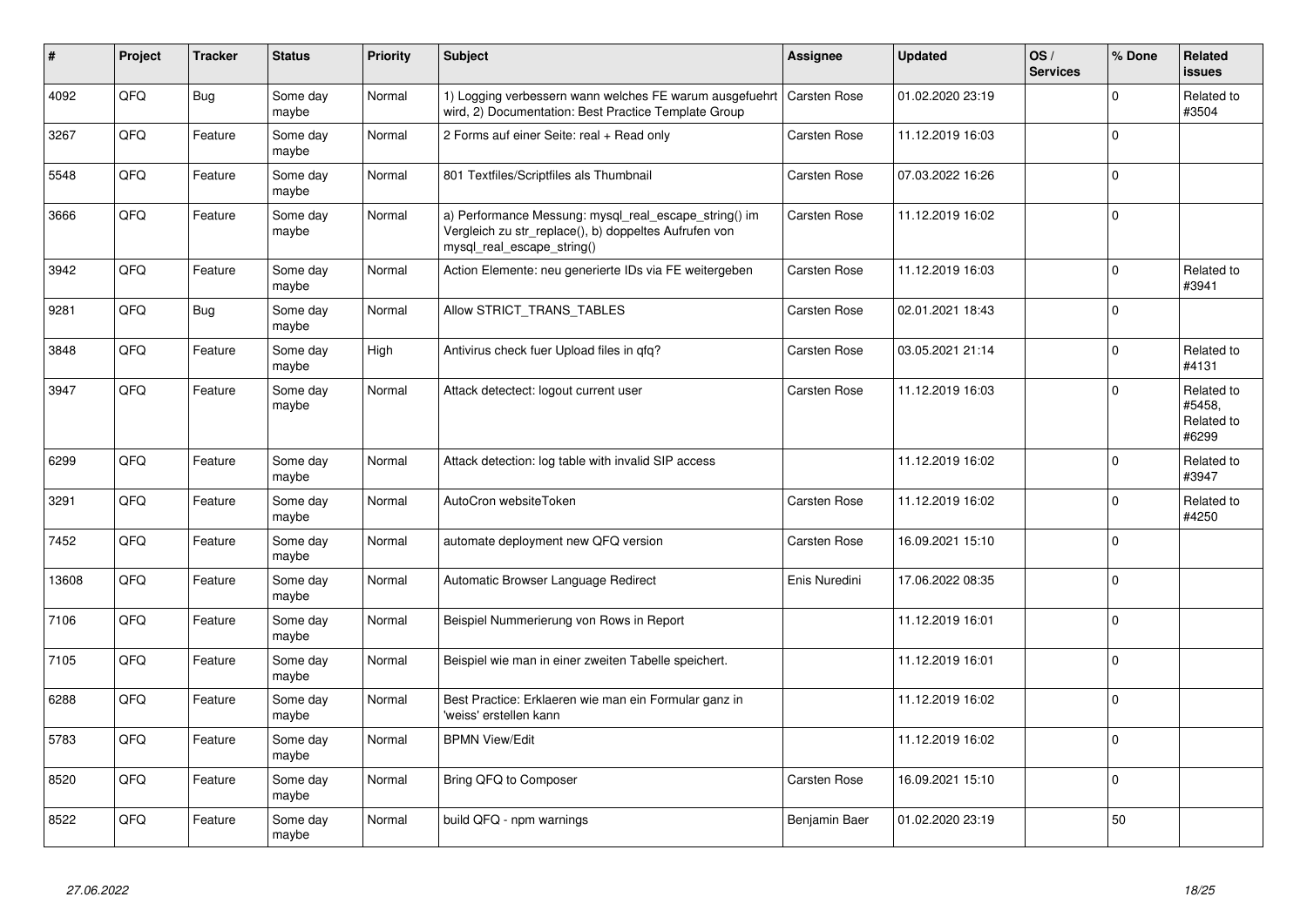| # | Project | Tracker | Status | Priority | Subject | Assignee | Updated | OS / Services | % Done | Related issues |
|---|---|---|---|---|---|---|---|---|---|---|
| 4092 | QFQ | Bug | Some day maybe | Normal | 1) Logging verbessern wann welches FE warum ausgefuehrt wird, 2) Documentation: Best Practice Template Group | Carsten Rose | 01.02.2020 23:19 | | 0 | Related to #3504 |
| 3267 | QFQ | Feature | Some day maybe | Normal | 2 Forms auf einer Seite: real + Read only | Carsten Rose | 11.12.2019 16:03 | | 0 | |
| 5548 | QFQ | Feature | Some day maybe | Normal | 801 Textfiles/Scriptfiles als Thumbnail | Carsten Rose | 07.03.2022 16:26 | | 0 | |
| 3666 | QFQ | Feature | Some day maybe | Normal | a) Performance Messung: mysql_real_escape_string() im Vergleich zu str_replace(), b) doppeltes Aufrufen von mysql_real_escape_string() | Carsten Rose | 11.12.2019 16:02 | | 0 | |
| 3942 | QFQ | Feature | Some day maybe | Normal | Action Elemente: neu generierte IDs via FE weitergeben | Carsten Rose | 11.12.2019 16:03 | | 0 | Related to #3941 |
| 9281 | QFQ | Bug | Some day maybe | Normal | Allow STRICT_TRANS_TABLES | Carsten Rose | 02.01.2021 18:43 | | 0 | |
| 3848 | QFQ | Feature | Some day maybe | High | Antivirus check fuer Upload files in qfq? | Carsten Rose | 03.05.2021 21:14 | | 0 | Related to #4131 |
| 3947 | QFQ | Feature | Some day maybe | Normal | Attack detectect: logout current user | Carsten Rose | 11.12.2019 16:03 | | 0 | Related to #5458, Related to #6299 |
| 6299 | QFQ | Feature | Some day maybe | Normal | Attack detection: log table with invalid SIP access | | 11.12.2019 16:02 | | 0 | Related to #3947 |
| 3291 | QFQ | Feature | Some day maybe | Normal | AutoCron websiteToken | Carsten Rose | 11.12.2019 16:02 | | 0 | Related to #4250 |
| 7452 | QFQ | Feature | Some day maybe | Normal | automate deployment new QFQ version | Carsten Rose | 16.09.2021 15:10 | | 0 | |
| 13608 | QFQ | Feature | Some day maybe | Normal | Automatic Browser Language Redirect | Enis Nuredini | 17.06.2022 08:35 | | 0 | |
| 7106 | QFQ | Feature | Some day maybe | Normal | Beispiel Nummerierung von Rows in Report | | 11.12.2019 16:01 | | 0 | |
| 7105 | QFQ | Feature | Some day maybe | Normal | Beispiel wie man in einer zweiten Tabelle speichert. | | 11.12.2019 16:01 | | 0 | |
| 6288 | QFQ | Feature | Some day maybe | Normal | Best Practice: Erklaeren wie man ein Formular ganz in 'weiss' erstellen kann | | 11.12.2019 16:02 | | 0 | |
| 5783 | QFQ | Feature | Some day maybe | Normal | BPMN View/Edit | | 11.12.2019 16:02 | | 0 | |
| 8520 | QFQ | Feature | Some day maybe | Normal | Bring QFQ to Composer | Carsten Rose | 16.09.2021 15:10 | | 0 | |
| 8522 | QFQ | Feature | Some day maybe | Normal | build QFQ - npm warnings | Benjamin Baer | 01.02.2020 23:19 | | 50 | |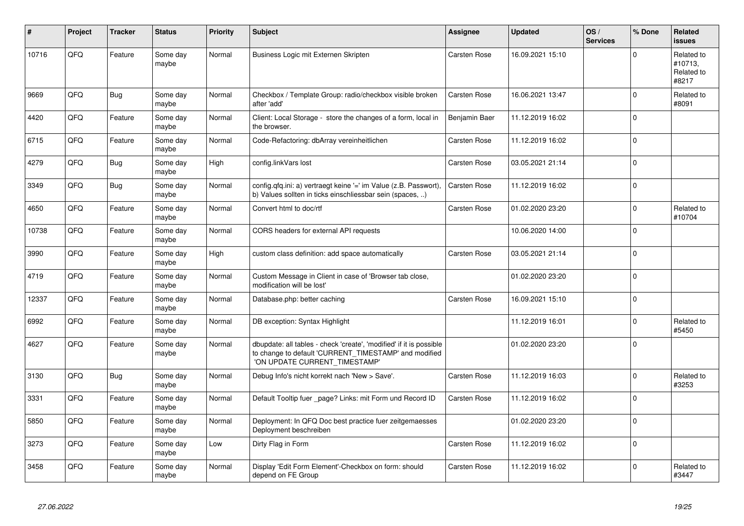| # | Project | Tracker | Status | Priority | Subject | Assignee | Updated | OS / Services | % Done | Related issues |
|---|---|---|---|---|---|---|---|---|---|---|
| 10716 | QFQ | Feature | Some day maybe | Normal | Business Logic mit Externen Skripten | Carsten Rose | 16.09.2021 15:10 | | 0 | Related to #10713, Related to #8217 |
| 9669 | QFQ | Bug | Some day maybe | Normal | Checkbox / Template Group: radio/checkbox visible broken after 'add' | Carsten Rose | 16.06.2021 13:47 | | 0 | Related to #8091 |
| 4420 | QFQ | Feature | Some day maybe | Normal | Client: Local Storage - store the changes of a form, local in the browser. | Benjamin Baer | 11.12.2019 16:02 | | 0 | |
| 6715 | QFQ | Feature | Some day maybe | Normal | Code-Refactoring: dbArray vereinheitlichen | Carsten Rose | 11.12.2019 16:02 | | 0 | |
| 4279 | QFQ | Bug | Some day maybe | High | config.linkVars lost | Carsten Rose | 03.05.2021 21:14 | | 0 | |
| 3349 | QFQ | Bug | Some day maybe | Normal | config.qfq.ini: a) vertraegt keine '=' im Value (z.B. Passwort), b) Values sollten in ticks einschliessbar sein (spaces, ..) | Carsten Rose | 11.12.2019 16:02 | | 0 | |
| 4650 | QFQ | Feature | Some day maybe | Normal | Convert html to doc/rtf | Carsten Rose | 01.02.2020 23:20 | | 0 | Related to #10704 |
| 10738 | QFQ | Feature | Some day maybe | Normal | CORS headers for external API requests | | 10.06.2020 14:00 | | 0 | |
| 3990 | QFQ | Feature | Some day maybe | High | custom class definition: add space automatically | Carsten Rose | 03.05.2021 21:14 | | 0 | |
| 4719 | QFQ | Feature | Some day maybe | Normal | Custom Message in Client in case of 'Browser tab close, modification will be lost' | | 01.02.2020 23:20 | | 0 | |
| 12337 | QFQ | Feature | Some day maybe | Normal | Database.php: better caching | Carsten Rose | 16.09.2021 15:10 | | 0 | |
| 6992 | QFQ | Feature | Some day maybe | Normal | DB exception: Syntax Highlight | | 11.12.2019 16:01 | | 0 | Related to #5450 |
| 4627 | QFQ | Feature | Some day maybe | Normal | dbupdate: all tables - check 'create', 'modified' if it is possible to change to default 'CURRENT_TIMESTAMP' and modified 'ON UPDATE CURRENT_TIMESTAMP' | | 01.02.2020 23:20 | | 0 | |
| 3130 | QFQ | Bug | Some day maybe | Normal | Debug Info's nicht korrekt nach 'New > Save'. | Carsten Rose | 11.12.2019 16:03 | | 0 | Related to #3253 |
| 3331 | QFQ | Feature | Some day maybe | Normal | Default Tooltip fuer _page? Links: mit Form und Record ID | Carsten Rose | 11.12.2019 16:02 | | 0 | |
| 5850 | QFQ | Feature | Some day maybe | Normal | Deployment: In QFQ Doc best practice fuer zeitgemaesses Deployment beschreiben | | 01.02.2020 23:20 | | 0 | |
| 3273 | QFQ | Feature | Some day maybe | Low | Dirty Flag in Form | Carsten Rose | 11.12.2019 16:02 | | 0 | |
| 3458 | QFQ | Feature | Some day maybe | Normal | Display 'Edit Form Element'-Checkbox on form: should depend on FE Group | Carsten Rose | 11.12.2019 16:02 | | 0 | Related to #3447 |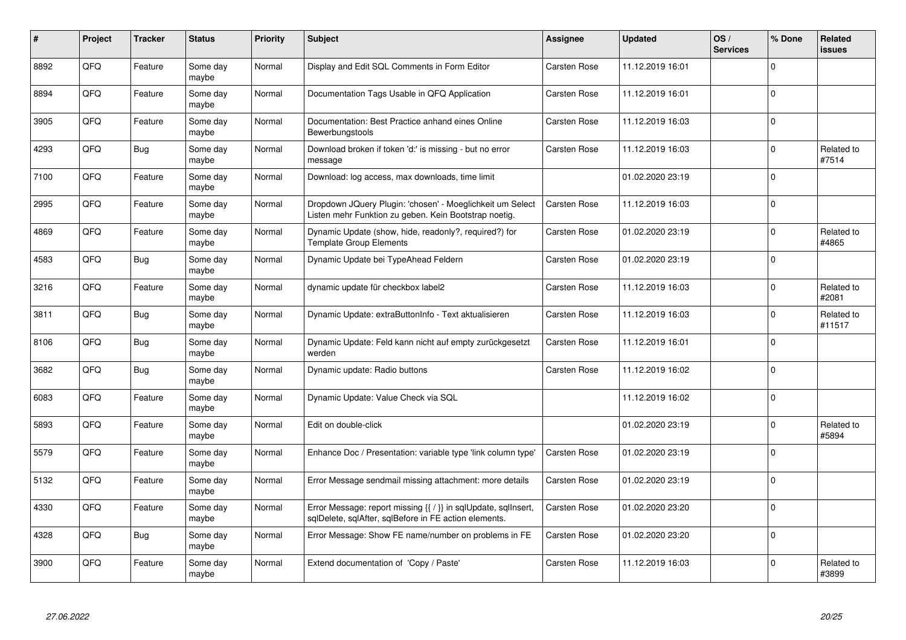| # | Project | Tracker | Status | Priority | Subject | Assignee | Updated | OS / Services | % Done | Related issues |
|---|---|---|---|---|---|---|---|---|---|---|
| 8892 | QFQ | Feature | Some day maybe | Normal | Display and Edit SQL Comments in Form Editor | Carsten Rose | 11.12.2019 16:01 | | 0 | |
| 8894 | QFQ | Feature | Some day maybe | Normal | Documentation Tags Usable in QFQ Application | Carsten Rose | 11.12.2019 16:01 | | 0 | |
| 3905 | QFQ | Feature | Some day maybe | Normal | Documentation: Best Practice anhand eines Online Bewerbungstools | Carsten Rose | 11.12.2019 16:03 | | 0 | |
| 4293 | QFQ | Bug | Some day maybe | Normal | Download broken if token 'd:' is missing - but no error message | Carsten Rose | 11.12.2019 16:03 | | 0 | Related to #7514 |
| 7100 | QFQ | Feature | Some day maybe | Normal | Download: log access, max downloads, time limit | | 01.02.2020 23:19 | | 0 | |
| 2995 | QFQ | Feature | Some day maybe | Normal | Dropdown JQuery Plugin: 'chosen' - Moeglichkeit um Select Listen mehr Funktion zu geben. Kein Bootstrap noetig. | Carsten Rose | 11.12.2019 16:03 | | 0 | |
| 4869 | QFQ | Feature | Some day maybe | Normal | Dynamic Update (show, hide, readonly?, required?) for Template Group Elements | Carsten Rose | 01.02.2020 23:19 | | 0 | Related to #4865 |
| 4583 | QFQ | Bug | Some day maybe | Normal | Dynamic Update bei TypeAhead Feldern | Carsten Rose | 01.02.2020 23:19 | | 0 | |
| 3216 | QFQ | Feature | Some day maybe | Normal | dynamic update für checkbox label2 | Carsten Rose | 11.12.2019 16:03 | | 0 | Related to #2081 |
| 3811 | QFQ | Bug | Some day maybe | Normal | Dynamic Update: extraButtonInfo - Text aktualisieren | Carsten Rose | 11.12.2019 16:03 | | 0 | Related to #11517 |
| 8106 | QFQ | Bug | Some day maybe | Normal | Dynamic Update: Feld kann nicht auf empty zurückgesetzt werden | Carsten Rose | 11.12.2019 16:01 | | 0 | |
| 3682 | QFQ | Bug | Some day maybe | Normal | Dynamic update: Radio buttons | Carsten Rose | 11.12.2019 16:02 | | 0 | |
| 6083 | QFQ | Feature | Some day maybe | Normal | Dynamic Update: Value Check via SQL | | 11.12.2019 16:02 | | 0 | |
| 5893 | QFQ | Feature | Some day maybe | Normal | Edit on double-click | | 01.02.2020 23:19 | | 0 | Related to #5894 |
| 5579 | QFQ | Feature | Some day maybe | Normal | Enhance Doc / Presentation: variable type 'link column type' | Carsten Rose | 01.02.2020 23:19 | | 0 | |
| 5132 | QFQ | Feature | Some day maybe | Normal | Error Message sendmail missing attachment: more details | Carsten Rose | 01.02.2020 23:19 | | 0 | |
| 4330 | QFQ | Feature | Some day maybe | Normal | Error Message: report missing {{ / }} in sqlUpdate, sqlInsert, sqlDelete, sqlAfter, sqlBefore in FE action elements. | Carsten Rose | 01.02.2020 23:20 | | 0 | |
| 4328 | QFQ | Bug | Some day maybe | Normal | Error Message: Show FE name/number on problems in FE | Carsten Rose | 01.02.2020 23:20 | | 0 | |
| 3900 | QFQ | Feature | Some day maybe | Normal | Extend documentation of 'Copy / Paste' | Carsten Rose | 11.12.2019 16:03 | | 0 | Related to #3899 |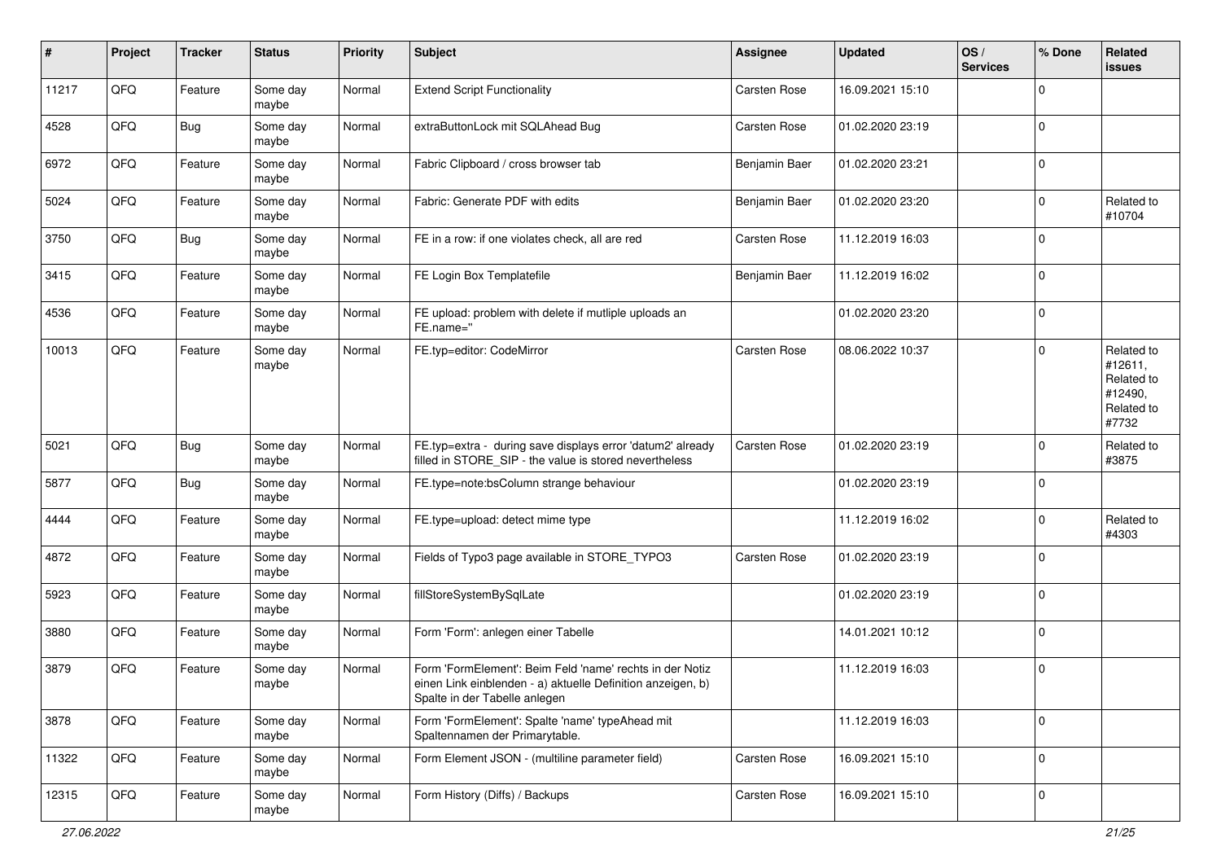| # | Project | Tracker | Status | Priority | Subject | Assignee | Updated | OS / Services | % Done | Related issues |
|---|---|---|---|---|---|---|---|---|---|---|
| 11217 | QFQ | Feature | Some day maybe | Normal | Extend Script Functionality | Carsten Rose | 16.09.2021 15:10 | | 0 | |
| 4528 | QFQ | Bug | Some day maybe | Normal | extraButtonLock mit SQLAhead Bug | Carsten Rose | 01.02.2020 23:19 | | 0 | |
| 6972 | QFQ | Feature | Some day maybe | Normal | Fabric Clipboard / cross browser tab | Benjamin Baer | 01.02.2020 23:21 | | 0 | |
| 5024 | QFQ | Feature | Some day maybe | Normal | Fabric: Generate PDF with edits | Benjamin Baer | 01.02.2020 23:20 | | 0 | Related to #10704 |
| 3750 | QFQ | Bug | Some day maybe | Normal | FE in a row: if one violates check, all are red | Carsten Rose | 11.12.2019 16:03 | | 0 | |
| 3415 | QFQ | Feature | Some day maybe | Normal | FE Login Box Templatefile | Benjamin Baer | 11.12.2019 16:02 | | 0 | |
| 4536 | QFQ | Feature | Some day maybe | Normal | FE upload: problem with delete if mutliple uploads an FE.name='' | | 01.02.2020 23:20 | | 0 | |
| 10013 | QFQ | Feature | Some day maybe | Normal | FE.typ=editor: CodeMirror | Carsten Rose | 08.06.2022 10:37 | | 0 | Related to #12611, Related to #12490, Related to #7732 |
| 5021 | QFQ | Bug | Some day maybe | Normal | FE.typ=extra - during save displays error 'datum2' already filled in STORE_SIP - the value is stored nevertheless | Carsten Rose | 01.02.2020 23:19 | | 0 | Related to #3875 |
| 5877 | QFQ | Bug | Some day maybe | Normal | FE.type=note:bsColumn strange behaviour | | 01.02.2020 23:19 | | 0 | |
| 4444 | QFQ | Feature | Some day maybe | Normal | FE.type=upload: detect mime type | | 11.12.2019 16:02 | | 0 | Related to #4303 |
| 4872 | QFQ | Feature | Some day maybe | Normal | Fields of Typo3 page available in STORE_TYPO3 | Carsten Rose | 01.02.2020 23:19 | | 0 | |
| 5923 | QFQ | Feature | Some day maybe | Normal | fillStoreSystemBySqlLate | | 01.02.2020 23:19 | | 0 | |
| 3880 | QFQ | Feature | Some day maybe | Normal | Form 'Form': anlegen einer Tabelle | | 14.01.2021 10:12 | | 0 | |
| 3879 | QFQ | Feature | Some day maybe | Normal | Form 'FormElement': Beim Feld 'name' rechts in der Notiz einen Link einblenden - a) aktuelle Definition anzeigen, b) Spalte in der Tabelle anlegen | | 11.12.2019 16:03 | | 0 | |
| 3878 | QFQ | Feature | Some day maybe | Normal | Form 'FormElement': Spalte 'name' typeAhead mit Spaltennamen der Primarytable. | | 11.12.2019 16:03 | | 0 | |
| 11322 | QFQ | Feature | Some day maybe | Normal | Form Element JSON - (multiline parameter field) | Carsten Rose | 16.09.2021 15:10 | | 0 | |
| 12315 | QFQ | Feature | Some day maybe | Normal | Form History (Diffs) / Backups | Carsten Rose | 16.09.2021 15:10 | | 0 | |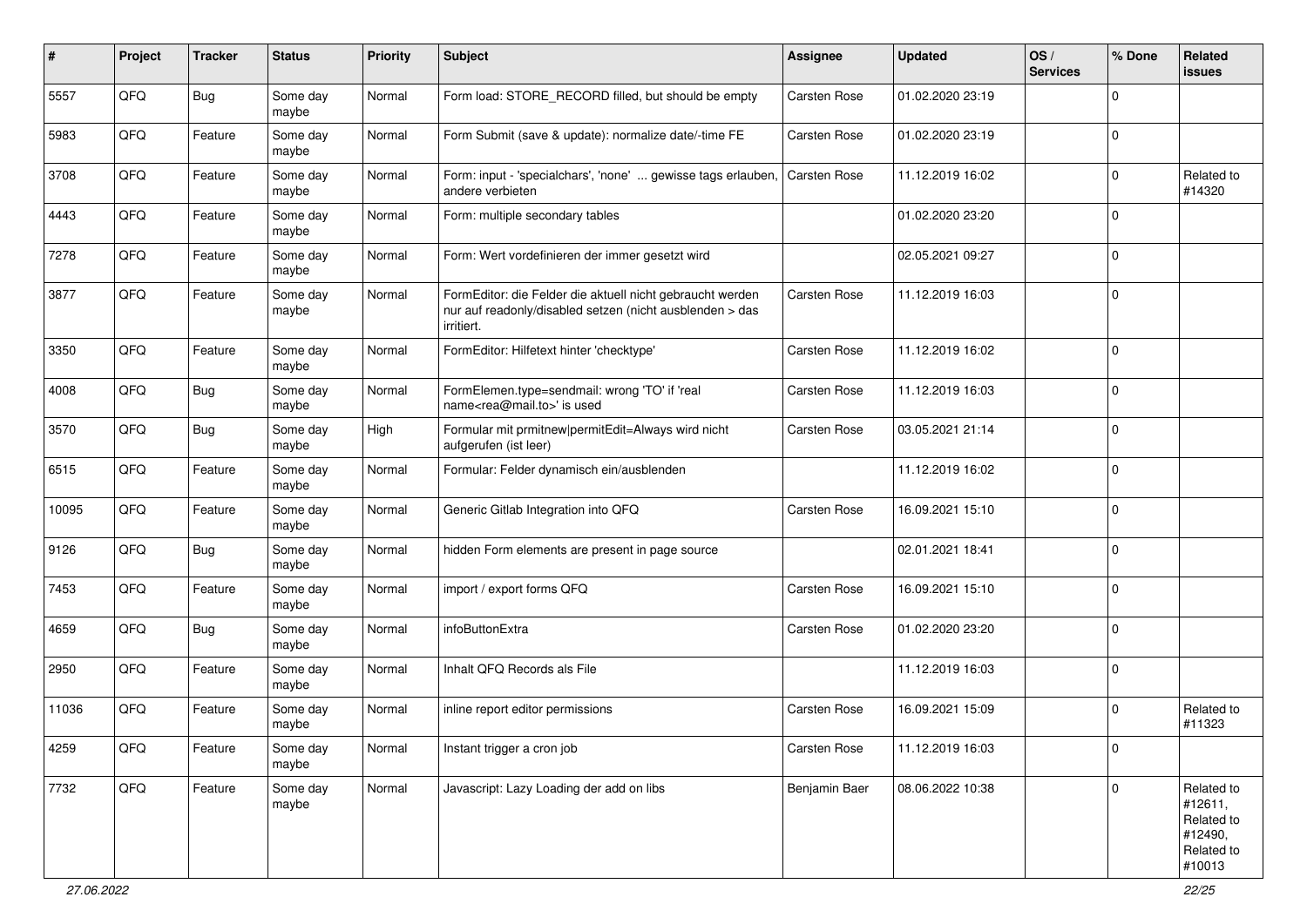| # | Project | Tracker | Status | Priority | Subject | Assignee | Updated | OS / Services | % Done | Related issues |
|---|---|---|---|---|---|---|---|---|---|---|
| 5557 | QFQ | Bug | Some day maybe | Normal | Form load: STORE_RECORD filled, but should be empty | Carsten Rose | 01.02.2020 23:19 | | 0 | |
| 5983 | QFQ | Feature | Some day maybe | Normal | Form Submit (save & update): normalize date/-time FE | Carsten Rose | 01.02.2020 23:19 | | 0 | |
| 3708 | QFQ | Feature | Some day maybe | Normal | Form: input - 'specialchars', 'none' ... gewisse tags erlauben, andere verbieten | Carsten Rose | 11.12.2019 16:02 | | 0 | Related to #14320 |
| 4443 | QFQ | Feature | Some day maybe | Normal | Form: multiple secondary tables | | 01.02.2020 23:20 | | 0 | |
| 7278 | QFQ | Feature | Some day maybe | Normal | Form: Wert vordefinieren der immer gesetzt wird | | 02.05.2021 09:27 | | 0 | |
| 3877 | QFQ | Feature | Some day maybe | Normal | FormEditor: die Felder die aktuell nicht gebraucht werden nur auf readonly/disabled setzen (nicht ausblenden > das irritiert. | Carsten Rose | 11.12.2019 16:03 | | 0 | |
| 3350 | QFQ | Feature | Some day maybe | Normal | FormEditor: Hilfetext hinter 'checktype' | Carsten Rose | 11.12.2019 16:02 | | 0 | |
| 4008 | QFQ | Bug | Some day maybe | Normal | FormElemen.type=sendmail: wrong 'TO' if 'real name<rea@mail.to>' is used | Carsten Rose | 11.12.2019 16:03 | | 0 | |
| 3570 | QFQ | Bug | Some day maybe | High | Formular mit prmitnew\|permitEdit=Always wird nicht aufgerufen (ist leer) | Carsten Rose | 03.05.2021 21:14 | | 0 | |
| 6515 | QFQ | Feature | Some day maybe | Normal | Formular: Felder dynamisch ein/ausblenden | | 11.12.2019 16:02 | | 0 | |
| 10095 | QFQ | Feature | Some day maybe | Normal | Generic Gitlab Integration into QFQ | Carsten Rose | 16.09.2021 15:10 | | 0 | |
| 9126 | QFQ | Bug | Some day maybe | Normal | hidden Form elements are present in page source | | 02.01.2021 18:41 | | 0 | |
| 7453 | QFQ | Feature | Some day maybe | Normal | import / export forms QFQ | Carsten Rose | 16.09.2021 15:10 | | 0 | |
| 4659 | QFQ | Bug | Some day maybe | Normal | infoButtonExtra | Carsten Rose | 01.02.2020 23:20 | | 0 | |
| 2950 | QFQ | Feature | Some day maybe | Normal | Inhalt QFQ Records als File | | 11.12.2019 16:03 | | 0 | |
| 11036 | QFQ | Feature | Some day maybe | Normal | inline report editor permissions | Carsten Rose | 16.09.2021 15:09 | | 0 | Related to #11323 |
| 4259 | QFQ | Feature | Some day maybe | Normal | Instant trigger a cron job | Carsten Rose | 11.12.2019 16:03 | | 0 | |
| 7732 | QFQ | Feature | Some day maybe | Normal | Javascript: Lazy Loading der add on libs | Benjamin Baer | 08.06.2022 10:38 | | 0 | Related to #12611, Related to #12490, Related to #10013 |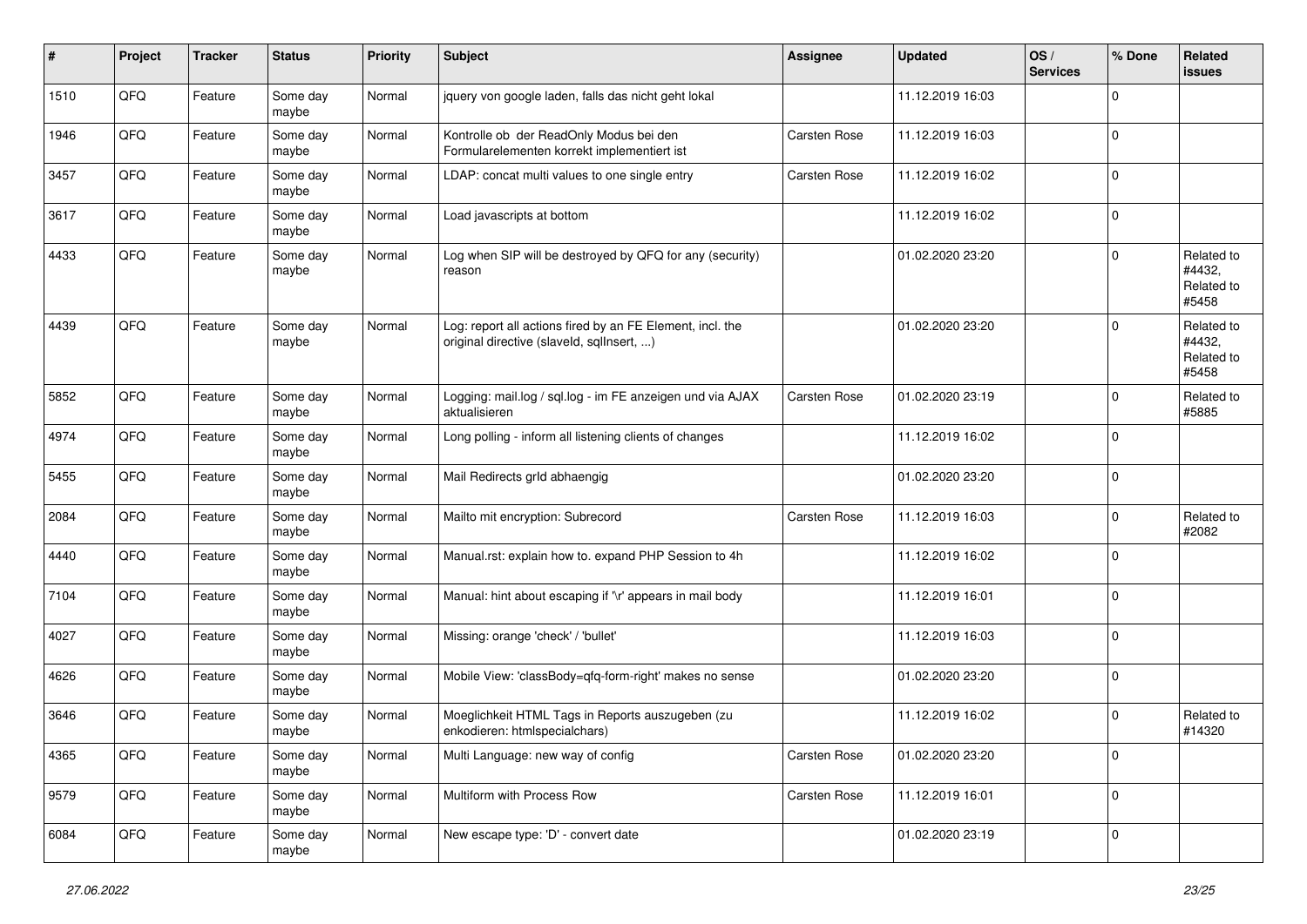| # | Project | Tracker | Status | Priority | Subject | Assignee | Updated | OS / Services | % Done | Related issues |
|---|---|---|---|---|---|---|---|---|---|---|
| 1510 | QFQ | Feature | Some day maybe | Normal | jquery von google laden, falls das nicht geht lokal | | 11.12.2019 16:03 | | 0 | |
| 1946 | QFQ | Feature | Some day maybe | Normal | Kontrolle ob der ReadOnly Modus bei den Formularelementen korrekt implementiert ist | Carsten Rose | 11.12.2019 16:03 | | 0 | |
| 3457 | QFQ | Feature | Some day maybe | Normal | LDAP: concat multi values to one single entry | Carsten Rose | 11.12.2019 16:02 | | 0 | |
| 3617 | QFQ | Feature | Some day maybe | Normal | Load javascripts at bottom | | 11.12.2019 16:02 | | 0 | |
| 4433 | QFQ | Feature | Some day maybe | Normal | Log when SIP will be destroyed by QFQ for any (security) reason | | 01.02.2020 23:20 | | 0 | Related to #4432, Related to #5458 |
| 4439 | QFQ | Feature | Some day maybe | Normal | Log: report all actions fired by an FE Element, incl. the original directive (slaveId, sqlInsert, ...) | | 01.02.2020 23:20 | | 0 | Related to #4432, Related to #5458 |
| 5852 | QFQ | Feature | Some day maybe | Normal | Logging: mail.log / sql.log - im FE anzeigen und via AJAX aktualisieren | Carsten Rose | 01.02.2020 23:19 | | 0 | Related to #5885 |
| 4974 | QFQ | Feature | Some day maybe | Normal | Long polling - inform all listening clients of changes | | 11.12.2019 16:02 | | 0 | |
| 5455 | QFQ | Feature | Some day maybe | Normal | Mail Redirects grId abhaengig | | 01.02.2020 23:20 | | 0 | |
| 2084 | QFQ | Feature | Some day maybe | Normal | Mailto mit encryption: Subrecord | Carsten Rose | 11.12.2019 16:03 | | 0 | Related to #2082 |
| 4440 | QFQ | Feature | Some day maybe | Normal | Manual.rst: explain how to. expand PHP Session to 4h | | 11.12.2019 16:02 | | 0 | |
| 7104 | QFQ | Feature | Some day maybe | Normal | Manual: hint about escaping if '\r' appears in mail body | | 11.12.2019 16:01 | | 0 | |
| 4027 | QFQ | Feature | Some day maybe | Normal | Missing: orange 'check' / 'bullet' | | 11.12.2019 16:03 | | 0 | |
| 4626 | QFQ | Feature | Some day maybe | Normal | Mobile View: 'classBody=qfq-form-right' makes no sense | | 01.02.2020 23:20 | | 0 | |
| 3646 | QFQ | Feature | Some day maybe | Normal | Moeglichkeit HTML Tags in Reports auszugeben (zu enkodieren: htmlspecialchars) | | 11.12.2019 16:02 | | 0 | Related to #14320 |
| 4365 | QFQ | Feature | Some day maybe | Normal | Multi Language: new way of config | Carsten Rose | 01.02.2020 23:20 | | 0 | |
| 9579 | QFQ | Feature | Some day maybe | Normal | Multiform with Process Row | Carsten Rose | 11.12.2019 16:01 | | 0 | |
| 6084 | QFQ | Feature | Some day maybe | Normal | New escape type: 'D' - convert date | | 01.02.2020 23:19 | | 0 | |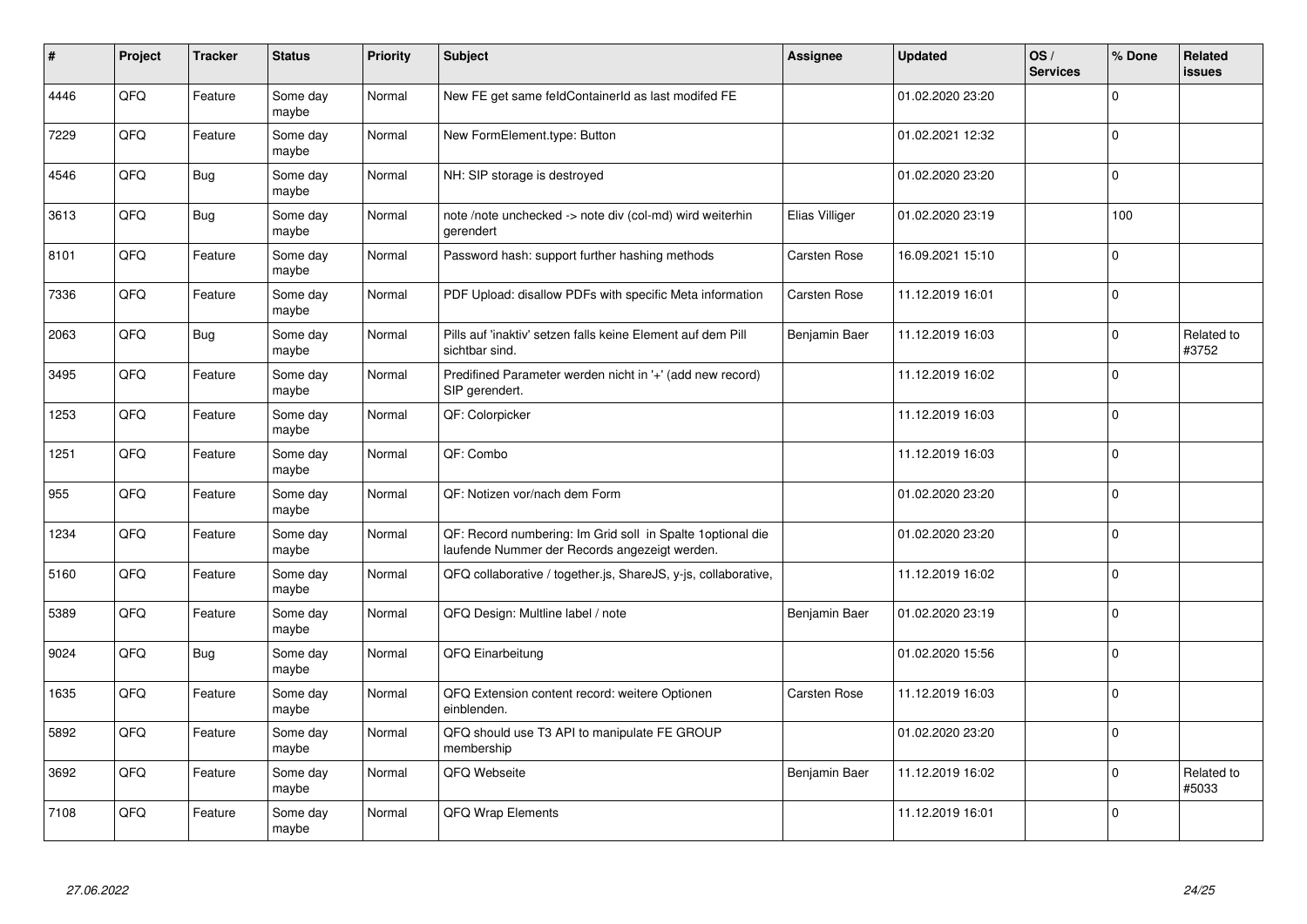| # | Project | Tracker | Status | Priority | Subject | Assignee | Updated | OS / Services | % Done | Related issues |
|---|---|---|---|---|---|---|---|---|---|---|
| 4446 | QFQ | Feature | Some day maybe | Normal | New FE get same feldContainerId as last modifed FE | | 01.02.2020 23:20 | | 0 | |
| 7229 | QFQ | Feature | Some day maybe | Normal | New FormElement.type: Button | | 01.02.2021 12:32 | | 0 | |
| 4546 | QFQ | Bug | Some day maybe | Normal | NH: SIP storage is destroyed | | 01.02.2020 23:20 | | 0 | |
| 3613 | QFQ | Bug | Some day maybe | Normal | note /note unchecked -> note div (col-md) wird weiterhin gerendert | Elias Villiger | 01.02.2020 23:19 | | 100 | |
| 8101 | QFQ | Feature | Some day maybe | Normal | Password hash: support further hashing methods | Carsten Rose | 16.09.2021 15:10 | | 0 | |
| 7336 | QFQ | Feature | Some day maybe | Normal | PDF Upload: disallow PDFs with specific Meta information | Carsten Rose | 11.12.2019 16:01 | | 0 | |
| 2063 | QFQ | Bug | Some day maybe | Normal | Pills auf 'inaktiv' setzen falls keine Element auf dem Pill sichtbar sind. | Benjamin Baer | 11.12.2019 16:03 | | 0 | Related to #3752 |
| 3495 | QFQ | Feature | Some day maybe | Normal | Predifined Parameter werden nicht in '+' (add new record) SIP gerendert. | | 11.12.2019 16:02 | | 0 | |
| 1253 | QFQ | Feature | Some day maybe | Normal | QF: Colorpicker | | 11.12.2019 16:03 | | 0 | |
| 1251 | QFQ | Feature | Some day maybe | Normal | QF: Combo | | 11.12.2019 16:03 | | 0 | |
| 955 | QFQ | Feature | Some day maybe | Normal | QF: Notizen vor/nach dem Form | | 01.02.2020 23:20 | | 0 | |
| 1234 | QFQ | Feature | Some day maybe | Normal | QF: Record numbering: Im Grid soll in Spalte 1optional die laufende Nummer der Records angezeigt werden. | | 01.02.2020 23:20 | | 0 | |
| 5160 | QFQ | Feature | Some day maybe | Normal | QFQ collaborative / together.js, ShareJS, y-js, collaborative, | | 11.12.2019 16:02 | | 0 | |
| 5389 | QFQ | Feature | Some day maybe | Normal | QFQ Design: Multline label / note | Benjamin Baer | 01.02.2020 23:19 | | 0 | |
| 9024 | QFQ | Bug | Some day maybe | Normal | QFQ Einarbeitung | | 01.02.2020 15:56 | | 0 | |
| 1635 | QFQ | Feature | Some day maybe | Normal | QFQ Extension content record: weitere Optionen einblenden. | Carsten Rose | 11.12.2019 16:03 | | 0 | |
| 5892 | QFQ | Feature | Some day maybe | Normal | QFQ should use T3 API to manipulate FE GROUP membership | | 01.02.2020 23:20 | | 0 | |
| 3692 | QFQ | Feature | Some day maybe | Normal | QFQ Webseite | Benjamin Baer | 11.12.2019 16:02 | | 0 | Related to #5033 |
| 7108 | QFQ | Feature | Some day maybe | Normal | QFQ Wrap Elements | | 11.12.2019 16:01 | | 0 | |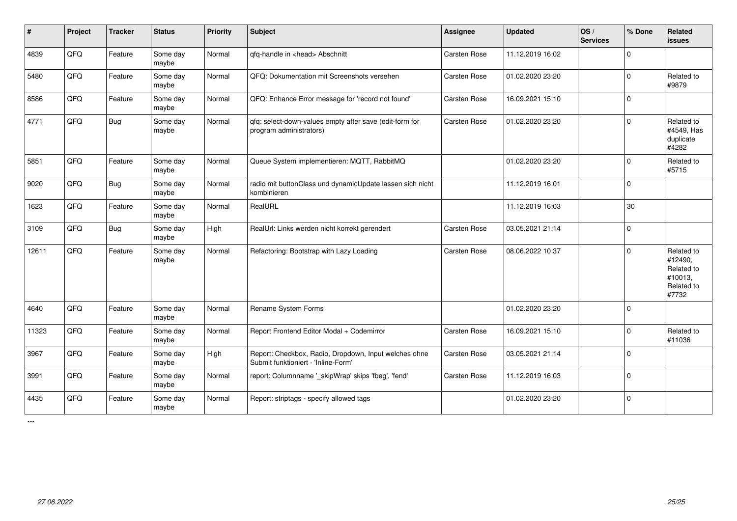| # | Project | Tracker | Status | Priority | Subject | Assignee | Updated | OS / Services | % Done | Related issues |
|---|---|---|---|---|---|---|---|---|---|---|
| 4839 | QFQ | Feature | Some day maybe | Normal | qfq-handle in <head> Abschnitt | Carsten Rose | 11.12.2019 16:02 | | 0 | |
| 5480 | QFQ | Feature | Some day maybe | Normal | QFQ: Dokumentation mit Screenshots versehen | Carsten Rose | 01.02.2020 23:20 | | 0 | Related to #9879 |
| 8586 | QFQ | Feature | Some day maybe | Normal | QFQ: Enhance Error message for 'record not found' | Carsten Rose | 16.09.2021 15:10 | | 0 | |
| 4771 | QFQ | Bug | Some day maybe | Normal | qfq: select-down-values empty after save (edit-form for program administrators) | Carsten Rose | 01.02.2020 23:20 | | 0 | Related to #4549, Has duplicate #4282 |
| 5851 | QFQ | Feature | Some day maybe | Normal | Queue System implementieren: MQTT, RabbitMQ | | 01.02.2020 23:20 | | 0 | Related to #5715 |
| 9020 | QFQ | Bug | Some day maybe | Normal | radio mit buttonClass und dynamicUpdate lassen sich nicht kombinieren | | 11.12.2019 16:01 | | 0 | |
| 1623 | QFQ | Feature | Some day maybe | Normal | RealURL | | 11.12.2019 16:03 | | 30 | |
| 3109 | QFQ | Bug | Some day maybe | High | RealUrl: Links werden nicht korrekt gerendert | Carsten Rose | 03.05.2021 21:14 | | 0 | |
| 12611 | QFQ | Feature | Some day maybe | Normal | Refactoring: Bootstrap with Lazy Loading | Carsten Rose | 08.06.2022 10:37 | | 0 | Related to #12490, Related to #10013, Related to #7732 |
| 4640 | QFQ | Feature | Some day maybe | Normal | Rename System Forms | | 01.02.2020 23:20 | | 0 | |
| 11323 | QFQ | Feature | Some day maybe | Normal | Report Frontend Editor Modal + Codemirror | Carsten Rose | 16.09.2021 15:10 | | 0 | Related to #11036 |
| 3967 | QFQ | Feature | Some day maybe | High | Report: Checkbox, Radio, Dropdown, Input welches ohne Submit funktioniert - 'Inline-Form' | Carsten Rose | 03.05.2021 21:14 | | 0 | |
| 3991 | QFQ | Feature | Some day maybe | Normal | report: Columnname '_skipWrap' skips 'fbeg', 'fend' | Carsten Rose | 11.12.2019 16:03 | | 0 | |
| 4435 | QFQ | Feature | Some day maybe | Normal | Report: striptags - specify allowed tags | | 01.02.2020 23:20 | | 0 | |

...